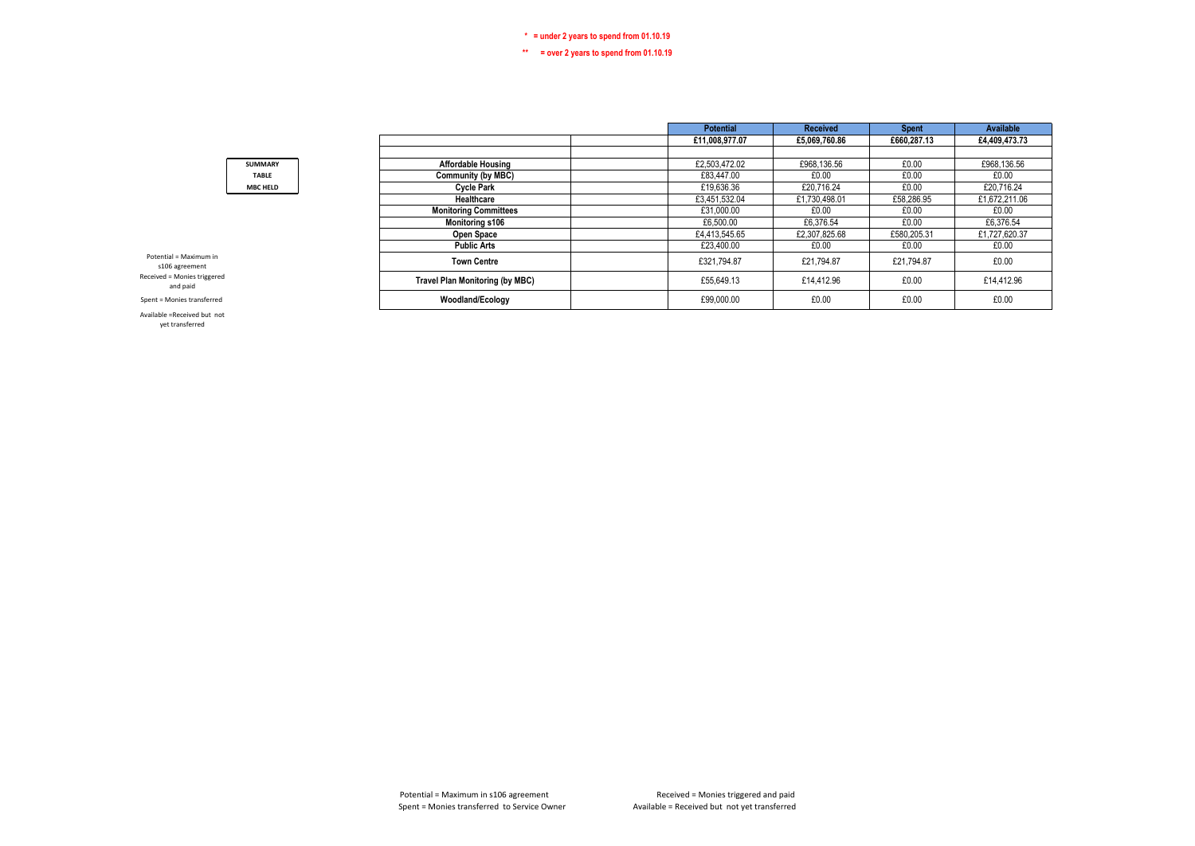\* = under 2 years to spend from 01.10.19

\*\* = over 2 years to spend from 01.10.19

**SUMMARY TABLE MBC HELD**

Potential = Maximum in s106 agreement

Received = Monies triggered and paid

Spent = Monies transferred

Available =Received but not yet transferred

| | | Potential | Received | Spent | Available |
|---|---|---|---|---|---|
| | | £11,008,977.07 | £5,069,760.86 | £660,287.13 | £4,409,473.73 |
| | | | | | |
| **Affordable Housing** | | £2,503,472.02 | £968,136.56 | £0.00 | £968,136.56 |
| **Community (by MBC)** | | £83,447.00 | £0.00 | £0.00 | £0.00 |
| **Cycle Park** | | £19,636.36 | £20,716.24 | £0.00 | £20,716.24 |
| **Healthcare** | | £3,451,532.04 | £1,730,498.01 | £58,286.95 | £1,672,211.06 |
| **Monitoring Committees** | | £31,000.00 | £0.00 | £0.00 | £0.00 |
| **Monitoring s106** | | £6,500.00 | £6,376.54 | £0.00 | £6,376.54 |
| **Open Space** | | £4,413,545.65 | £2,307,825.68 | £580,205.31 | £1,727,620.37 |
| **Public Arts** | | £23,400.00 | £0.00 | £0.00 | £0.00 |
| **Town Centre** | | £321,794.87 | £21,794.87 | £21,794.87 | £0.00 |
| **Travel Plan Monitoring (by MBC)** | | £55,649.13 | £14,412.96 | £0.00 | £14,412.96 |
| **Woodland/Ecology** | | £99,000.00 | £0.00 | £0.00 | £0.00 |

Potential = Maximum in s106 agreement

Received = Monies triggered and paid

Spent = Monies transferred to Service Owner

Available = Received but not yet transferred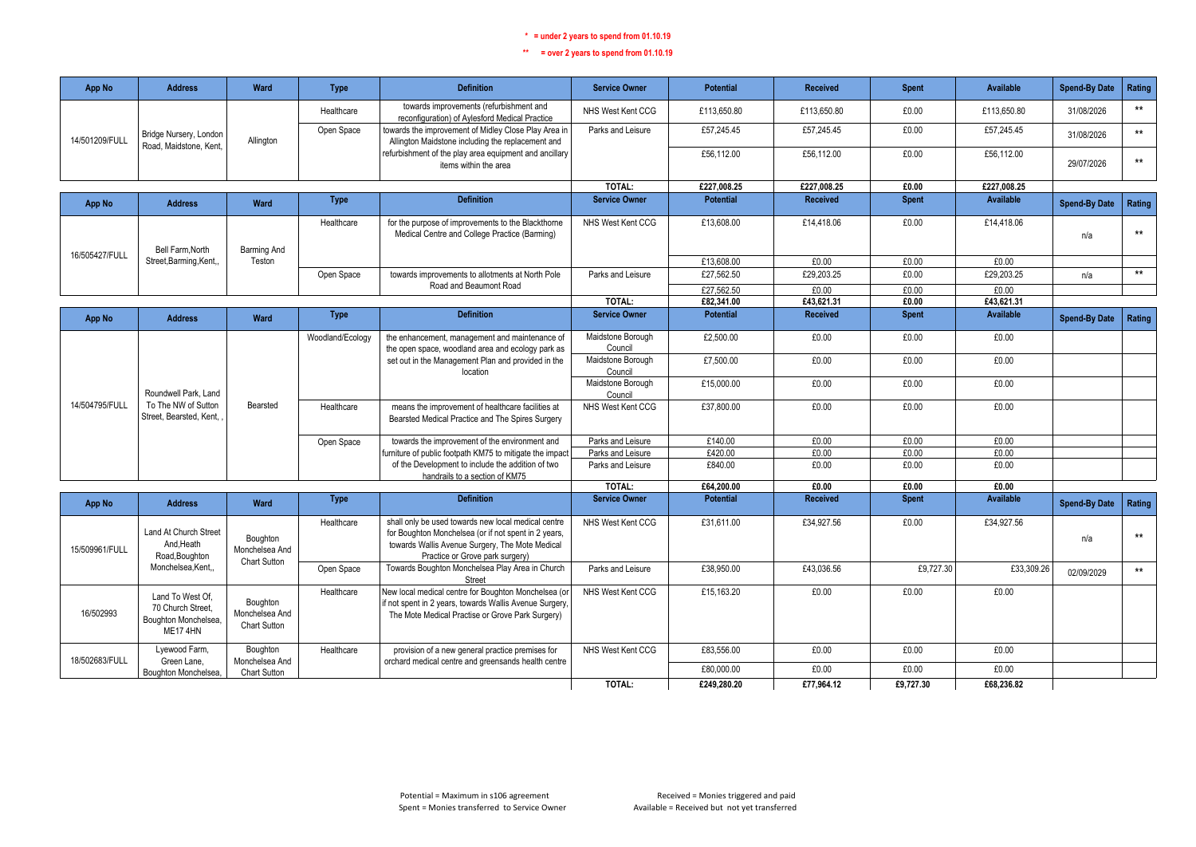\* = under 2 years to spend from 01.10.19

\*\* = over 2 years to spend from 01.10.19

| App No | Address | Ward | Type | Definition | Service Owner | Potential | Received | Spent | Available | Spend-By Date | Rating |
|---|---|---|---|---|---|---|---|---|---|---|---|
| 14/501209/FULL | Bridge Nursery, London Road, Maidstone, Kent, | Allington | Healthcare | towards improvements (refurbishment and reconfiguration) of Aylesford Medical Practice | NHS West Kent CCG | £113,650.80 | £113,650.80 | £0.00 | £113,650.80 | 31/08/2026 | ** |
| | | | Open Space | towards the improvement of Midley Close Play Area in Allington Maidstone including the replacement and refurbishment of the play area equipment and ancillary items within the area | Parks and Leisure | £57,245.45 | £57,245.45 | £0.00 | £57,245.45 | 31/08/2026 | ** |
| | | | | | | £56,112.00 | £56,112.00 | £0.00 | £56,112.00 | 29/07/2026 | ** |
| | | | | | TOTAL: | £227,008.25 | £227,008.25 | £0.00 | £227,008.25 | | |

| App No | Address | Ward | Type | Definition | Service Owner | Potential | Received | Spent | Available | Spend-By Date | Rating |
|---|---|---|---|---|---|---|---|---|---|---|---|
| 16/505427/FULL | Bell Farm,North Street,Barming,Kent,, | Barming And Teston | Healthcare | for the purpose of improvements to the Blackthorne Medical Centre and College Practice (Barming) | NHS West Kent CCG | £13,608.00 | £14,418.06 | £0.00 | £14,418.06 | n/a | ** |
| | | | | | | £13,608.00 | £0.00 | £0.00 | £0.00 | | |
| | | | Open Space | towards improvements to allotments at North Pole Road and Beaumont Road | Parks and Leisure | £27,562.50 | £29,203.25 | £0.00 | £29,203.25 | n/a | ** |
| | | | | | | £27,562.50 | £0.00 | £0.00 | £0.00 | | |
| | | | | | TOTAL: | £82,341.00 | £43,621.31 | £0.00 | £43,621.31 | | |

| App No | Address | Ward | Type | Definition | Service Owner | Potential | Received | Spent | Available | Spend-By Date | Rating |
|---|---|---|---|---|---|---|---|---|---|---|---|
| 14/504795/FULL | Roundwell Park, Land To The NW of Sutton Street, Bearsted, Kent, , | Bearsted | Woodland/Ecology | the enhancement, management and maintenance of the open space, woodland area and ecology park as set out in the Management Plan and provided in the location | Maidstone Borough Council | £2,500.00 | £0.00 | £0.00 | £0.00 | | |
| | | | | | Maidstone Borough Council | £7,500.00 | £0.00 | £0.00 | £0.00 | | |
| | | | | | Maidstone Borough Council | £15,000.00 | £0.00 | £0.00 | £0.00 | | |
| | | | Healthcare | means the improvement of healthcare facilities at Bearsted Medical Practice and The Spires Surgery | NHS West Kent CCG | £37,800.00 | £0.00 | £0.00 | £0.00 | | |
| | | | Open Space | towards the improvement of the environment and furniture of public footpath KM75 to mitigate the impact of the Development to include the addition of two handrails to a section of KM75 | Parks and Leisure | £140.00 | £0.00 | £0.00 | £0.00 | | |
| | | | | | Parks and Leisure | £420.00 | £0.00 | £0.00 | £0.00 | | |
| | | | | | Parks and Leisure | £840.00 | £0.00 | £0.00 | £0.00 | | |
| | | | | | TOTAL: | £64,200.00 | £0.00 | £0.00 | £0.00 | | |

| App No | Address | Ward | Type | Definition | Service Owner | Potential | Received | Spent | Available | Spend-By Date | Rating |
|---|---|---|---|---|---|---|---|---|---|---|---|
| 15/509961/FULL | Land At Church Street And,Heath Road,Boughton Monchelsea,Kent,, | Boughton Monchelsea And Chart Sutton | Healthcare | shall only be used towards new local medical centre for Boughton Monchelsea (or if not spent in 2 years, towards Wallis Avenue Surgery, The Mote Medical Practice or Grove park surgery) | NHS West Kent CCG | £31,611.00 | £34,927.56 | £0.00 | £34,927.56 | n/a | ** |
| | | | Open Space | Towards Boughton Monchelsea Play Area in Church Street | Parks and Leisure | £38,950.00 | £43,036.56 | £9,727.30 | £33,309.26 | 02/09/2029 | ** |
| 16/502993 | Land To West Of, 70 Church Street, Boughton Monchelsea, ME17 4HN | Boughton Monchelsea And Chart Sutton | Healthcare | New local medical centre for Boughton Monchelsea (or if not spent in 2 years, towards Wallis Avenue Surgery, The Mote Medical Practise or Grove Park Surgery) | NHS West Kent CCG | £15,163.20 | £0.00 | £0.00 | £0.00 | | |
| 18/502683/FULL | Lyewood Farm, Green Lane, Boughton Monchelsea, | Boughton Monchelsea And Chart Sutton | Healthcare | provision of a new general practice premises for orchard medical centre and greensands health centre | NHS West Kent CCG | £83,556.00 | £0.00 | £0.00 | £0.00 | | |
| | | | | | | £80,000.00 | £0.00 | £0.00 | £0.00 | | |
| | | | | | TOTAL: | £249,280.20 | £77,964.12 | £9,727.30 | £68,236.82 | | |

Potential = Maximum in s106 agreement
Spent = Monies transferred to Service Owner

Received = Monies triggered and paid
Available = Received but not yet transferred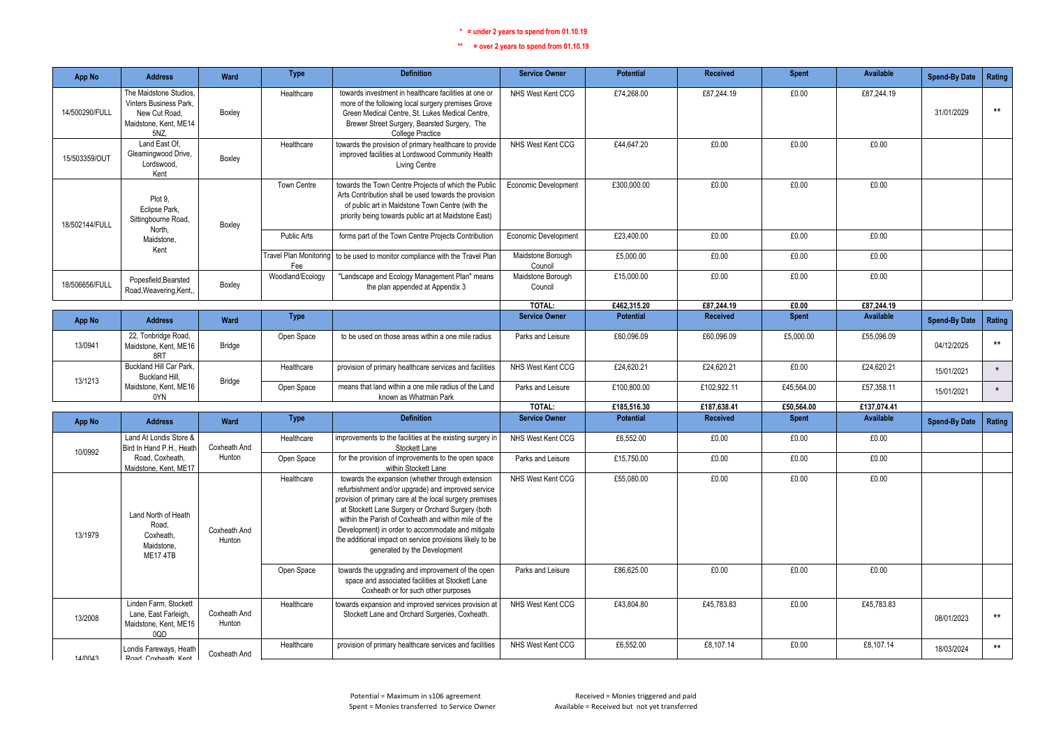**\* = under 2 years to spend from 01.10.19**

**\*\* = over 2 years to spend from 01.10.19**

| App No | Address | Ward | Type | Definition | Service Owner | Potential | Received | Spent | Available | Spend-By Date | Rating |
|---|---|---|---|---|---|---|---|---|---|---|---|
| 14/500290/FULL | The Maidstone Studios, Vinters Business Park, New Cut Road, Maidstone, Kent, ME14 5NZ, | Boxley | Healthcare | towards investment in healthcare facilities at one or more of the following local surgery premises Grove Green Medical Centre, St. Lukes Medical Centre, Brewer Street Surgery, Bearsted Surgery, The College Practice | NHS West Kent CCG | £74,268.00 | £87,244.19 | £0.00 | £87,244.19 | 31/01/2029 | ** |
| 15/503359/OUT | Land East Of, Gleamingwood Drive, Lordswood, Kent | Boxley | Healthcare | towards the provision of primary healthcare to provide improved facilities at Lordswood Community Health Living Centre | NHS West Kent CCG | £44,647.20 | £0.00 | £0.00 | £0.00 | | |
| 18/502144/FULL | Plot 9, Eclipse Park, Sittingbourne Road, North, Maidstone, Kent | Boxley | Town Centre | towards the Town Centre Projects of which the Public Arts Contribution shall be used towards the provision of public art in Maidstone Town Centre (with the priority being towards public art at Maidstone East) | Economic Development | £300,000.00 | £0.00 | £0.00 | £0.00 | | |
| | | | Public Arts | forms part of the Town Centre Projects Contribution | Economic Development | £23,400.00 | £0.00 | £0.00 | £0.00 | | |
| | | | Travel Plan Monitoring Fee | to be used to monitor compliance with the Travel Plan | Maidstone Borough Council | £5,000.00 | £0.00 | £0.00 | £0.00 | | |
| 18/506656/FULL | Popesfield,Bearsted Road,Weavering,Kent,, | Boxley | Woodland/Ecology | "Landscape and Ecology Management Plan" means the plan appended at Appendix 3 | Maidstone Borough Council | £15,000.00 | £0.00 | £0.00 | £0.00 | | |
| | | | | | **TOTAL:** | **£462,315.20** | **£87,244.19** | **£0.00** | **£87,244.19** | | |

| App No | Address | Ward | Type | | Service Owner | Potential | Received | Spent | Available | Spend-By Date | Rating |
|---|---|---|---|---|---|---|---|---|---|---|---|
| 13/0941 | 22, Tonbridge Road, Maidstone, Kent, ME16 8RT | Bridge | Open Space | to be used on those areas within a one mile radius | Parks and Leisure | £60,096.09 | £60,096.09 | £5,000.00 | £55,096.09 | 04/12/2025 | ** |
| 13/1213 | Buckland Hill Car Park, Buckland Hill, Maidstone, Kent, ME16 0YN | Bridge | Healthcare | provision of primary healthcare services and facilities | NHS West Kent CCG | £24,620.21 | £24,620.21 | £0.00 | £24,620.21 | 15/01/2021 | * |
| | | | Open Space | means that land within a one mile radius of the Land known as Whatman Park | Parks and Leisure | £100,800.00 | £102,922.11 | £45,564.00 | £57,358.11 | 15/01/2021 | * |
| | | | | | **TOTAL:** | **£185,516.30** | **£187,638.41** | **£50,564.00** | **£137,074.41** | | |

| App No | Address | Ward | Type | Definition | Service Owner | Potential | Received | Spent | Available | Spend-By Date | Rating |
|---|---|---|---|---|---|---|---|---|---|---|---|
| 10/0992 | Land At Londis Store & Bird In Hand P.H., Heath Road, Coxheath, Maidstone, Kent, ME17 | Coxheath And Hunton | Healthcare | improvements to the facilities at the existing surgery in Stockett Lane | NHS West Kent CCG | £6,552.00 | £0.00 | £0.00 | £0.00 | | |
| | | | Open Space | for the provision of improvements to the open space within Stockett Lane | Parks and Leisure | £15,750.00 | £0.00 | £0.00 | £0.00 | | |
| 13/1979 | Land North of Heath Road, Coxheath, Maidstone, ME17 4TB | Coxheath And Hunton | Healthcare | towards the expansion (whether through extension refurbishment and/or upgrade) and improved service provision of primary care at the local surgery premises at Stockett Lane Surgery or Orchard Surgery (both within the Parish of Coxheath and within mile of the Development) in order to accommodate and mitigate the additional impact on service provisions likely to be generated by the Development | NHS West Kent CCG | £55,080.00 | £0.00 | £0.00 | £0.00 | | |
| | | | Open Space | towards the upgrading and improvement of the open space and associated facilities at Stockett Lane Coxheath or for such other purposes | Parks and Leisure | £86,625.00 | £0.00 | £0.00 | £0.00 | | |
| 13/2008 | Linden Farm, Stockett Lane, East Farleigh, Maidstone, Kent, ME15 0QD | Coxheath And Hunton | Healthcare | towards expansion and improved services provision at Stockett Lane and Orchard Surgeries, Coxheath. | NHS West Kent CCG | £43,804.80 | £45,783.83 | £0.00 | £45,783.83 | 08/01/2023 | ** |
| 14/0043 | Londis Fareways, Heath Road, Coxheath, Kent | Coxheath And | Healthcare | provision of primary healthcare services and facilities | NHS West Kent CCG | £6,552.00 | £8,107.14 | £0.00 | £8,107.14 | 18/03/2024 | ** |

Potential = Maximum in s106 agreement
Spent = Monies transferred to Service Owner
Received = Monies triggered and paid
Available = Received but not yet transferred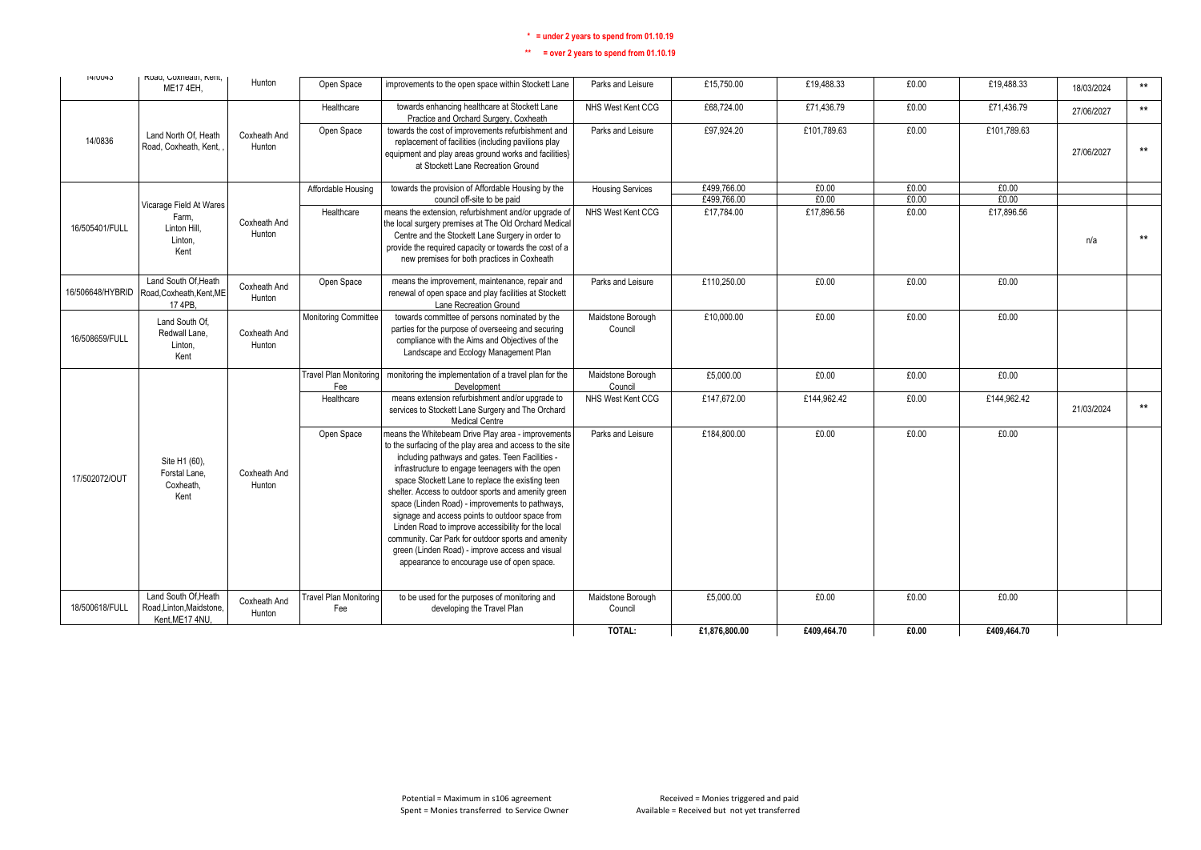\* = under 2 years to spend from 01.10.19

\*\* = over 2 years to spend from 01.10.19

| | | | | | | | | | | | |
|---|---|---|---|---|---|---|---|---|---|---|---|
| 14/0043 | Road, Coxheath, Kent, ME17 4EH, | Hunton | Open Space | improvements to the open space within Stockett Lane | Parks and Leisure | £15,750.00 | £19,488.33 | £0.00 | £19,488.33 | 18/03/2024 | ** |
| 14/0836 | Land North Of, Heath Road, Coxheath, Kent, , | Coxheath And Hunton | Healthcare | towards enhancing healthcare at Stockett Lane Practice and Orchard Surgery, Coxheath | NHS West Kent CCG | £68,724.00 | £71,436.79 | £0.00 | £71,436.79 | 27/06/2027 | ** |
| | | | Open Space | towards the cost of improvements refurbishment and replacement of facilities (including pavilions play equipment and play areas ground works and facilities) at Stockett Lane Recreation Ground | Parks and Leisure | £97,924.20 | £101,789.63 | £0.00 | £101,789.63 | 27/06/2027 | ** |
| 16/505401/FULL | Vicarage Field At Wares Farm, Linton Hill, Linton, Kent | Coxheath And Hunton | Affordable Housing | towards the provision of Affordable Housing by the council off-site to be paid | Housing Services | £499,766.00 | £0.00 | £0.00 | £0.00 | | |
| | | | | | | £499,766.00 | £0.00 | £0.00 | £0.00 | | |
| | | | Healthcare | means the extension, refurbishment and/or upgrade of the local surgery premises at The Old Orchard Medical Centre and the Stockett Lane Surgery in order to provide the required capacity or towards the cost of a new premises for both practices in Coxheath | NHS West Kent CCG | £17,784.00 | £17,896.56 | £0.00 | £17,896.56 | n/a | ** |
| 16/506648/HYBRID | Land South Of,Heath Road,Coxheath,Kent,ME 17 4PB, | Coxheath And Hunton | Open Space | means the improvement, maintenance, repair and renewal of open space and play facilities at Stockett Lane Recreation Ground | Parks and Leisure | £110,250.00 | £0.00 | £0.00 | £0.00 | | |
| 16/508659/FULL | Land South Of, Redwall Lane, Linton, Kent | Coxheath And Hunton | Monitoring Committee | towards committee of persons nominated by the parties for the purpose of overseeing and securing compliance with the Aims and Objectives of the Landscape and Ecology Management Plan | Maidstone Borough Council | £10,000.00 | £0.00 | £0.00 | £0.00 | | |
| 17/502072/OUT | Site H1 (60), Forstal Lane, Coxheath, Kent | Coxheath And Hunton | Travel Plan Monitoring Fee | monitoring the implementation of a travel plan for the Development | Maidstone Borough Council | £5,000.00 | £0.00 | £0.00 | £0.00 | | |
| | | | Healthcare | means extension refurbishment and/or upgrade to services to Stockett Lane Surgery and The Orchard Medical Centre | NHS West Kent CCG | £147,672.00 | £144,962.42 | £0.00 | £144,962.42 | 21/03/2024 | ** |
| | | | Open Space | means the Whitebeam Drive Play area - improvements to the surfacing of the play area and access to the site including pathways and gates. Teen Facilities - infrastructure to engage teenagers with the open space Stockett Lane to replace the existing teen shelter. Access to outdoor sports and amenity green space (Linden Road) - improvements to pathways, signage and access points to outdoor space from Linden Road to improve accessibility for the local community. Car Park for outdoor sports and amenity green (Linden Road) - improve access and visual appearance to encourage use of open space. | Parks and Leisure | £184,800.00 | £0.00 | £0.00 | £0.00 | | |
| 18/500618/FULL | Land South Of,Heath Road,Linton,Maidstone, Kent,ME17 4NU, | Coxheath And Hunton | Travel Plan Monitoring Fee | to be used for the purposes of monitoring and developing the Travel Plan | Maidstone Borough Council | £5,000.00 | £0.00 | £0.00 | £0.00 | | |
| | | | | | **TOTAL:** | **£1,876,800.00** | **£409,464.70** | **£0.00** | **£409,464.70** | | |

Potential = Maximum in s106 agreement
Spent = Monies transferred to Service Owner

Received = Monies triggered and paid
Available = Received but not yet transferred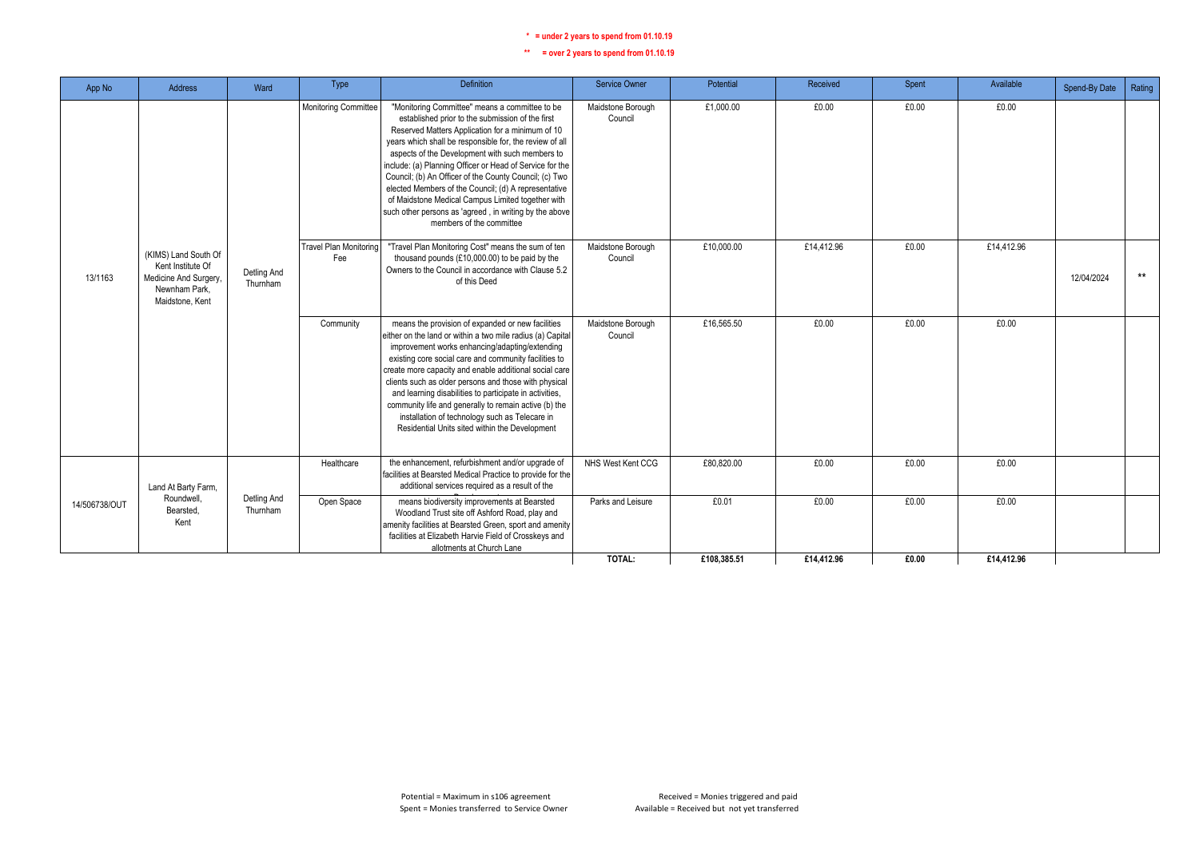**\* = under 2 years to spend from 01.10.19**

**\*\* = over 2 years to spend from 01.10.19**

| App No | Address | Ward | Type | Definition | Service Owner | Potential | Received | Spent | Available | Spend-By Date | Rating |
|---|---|---|---|---|---|---|---|---|---|---|---|
| 13/1163 | (KIMS) Land South Of Kent Institute Of Medicine And Surgery, Newnham Park, Maidstone, Kent | Detling And Thurnham | Monitoring Committee | "Monitoring Committee" means a committee to be established prior to the submission of the first Reserved Matters Application for a minimum of 10 years which shall be responsible for, the review of all aspects of the Development with such members to include: (a) Planning Officer or Head of Service for the Council; (b) An Officer of the County Council; (c) Two elected Members of the Council; (d) A representative of Maidstone Medical Campus Limited together with such other persons as 'agreed , in writing by the above members of the committee | Maidstone Borough Council | £1,000.00 | £0.00 | £0.00 | £0.00 | | |
| | | | Travel Plan Monitoring Fee | "Travel Plan Monitoring Cost" means the sum of ten thousand pounds (£10,000.00) to be paid by the Owners to the Council in accordance with Clause 5.2 of this Deed | Maidstone Borough Council | £10,000.00 | £14,412.96 | £0.00 | £14,412.96 | 12/04/2024 | ** |
| | | | Community | means the provision of expanded or new facilities either on the land or within a two mile radius (a) Capital improvement works enhancing/adapting/extending existing core social care and community facilities to create more capacity and enable additional social care clients such as older persons and those with physical and learning disabilities to participate in activities, community life and generally to remain active (b) the installation of technology such as Telecare in Residential Units sited within the Development | Maidstone Borough Council | £16,565.50 | £0.00 | £0.00 | £0.00 | | |
| 14/506738/OUT | Land At Barty Farm, Roundwell, Bearsted, Kent | Detling And Thurnham | Healthcare | the enhancement, refurbishment and/or upgrade of facilities at Bearsted Medical Practice to provide for the additional services required as a result of the | NHS West Kent CCG | £80,820.00 | £0.00 | £0.00 | £0.00 | | |
| | | | Open Space | means biodiversity improvements at Bearsted Woodland Trust site off Ashford Road, play and amenity facilities at Bearsted Green, sport and amenity facilities at Elizabeth Harvie Field of Crosskeys and allotments at Church Lane | Parks and Leisure | £0.01 | £0.00 | £0.00 | £0.00 | | |
| | | | | | **TOTAL:** | **£108,385.51** | **£14,412.96** | **£0.00** | **£14,412.96** | | |

Potential = Maximum in s106 agreement
Spent = Monies transferred to Service Owner

Received = Monies triggered and paid
Available = Received but not yet transferred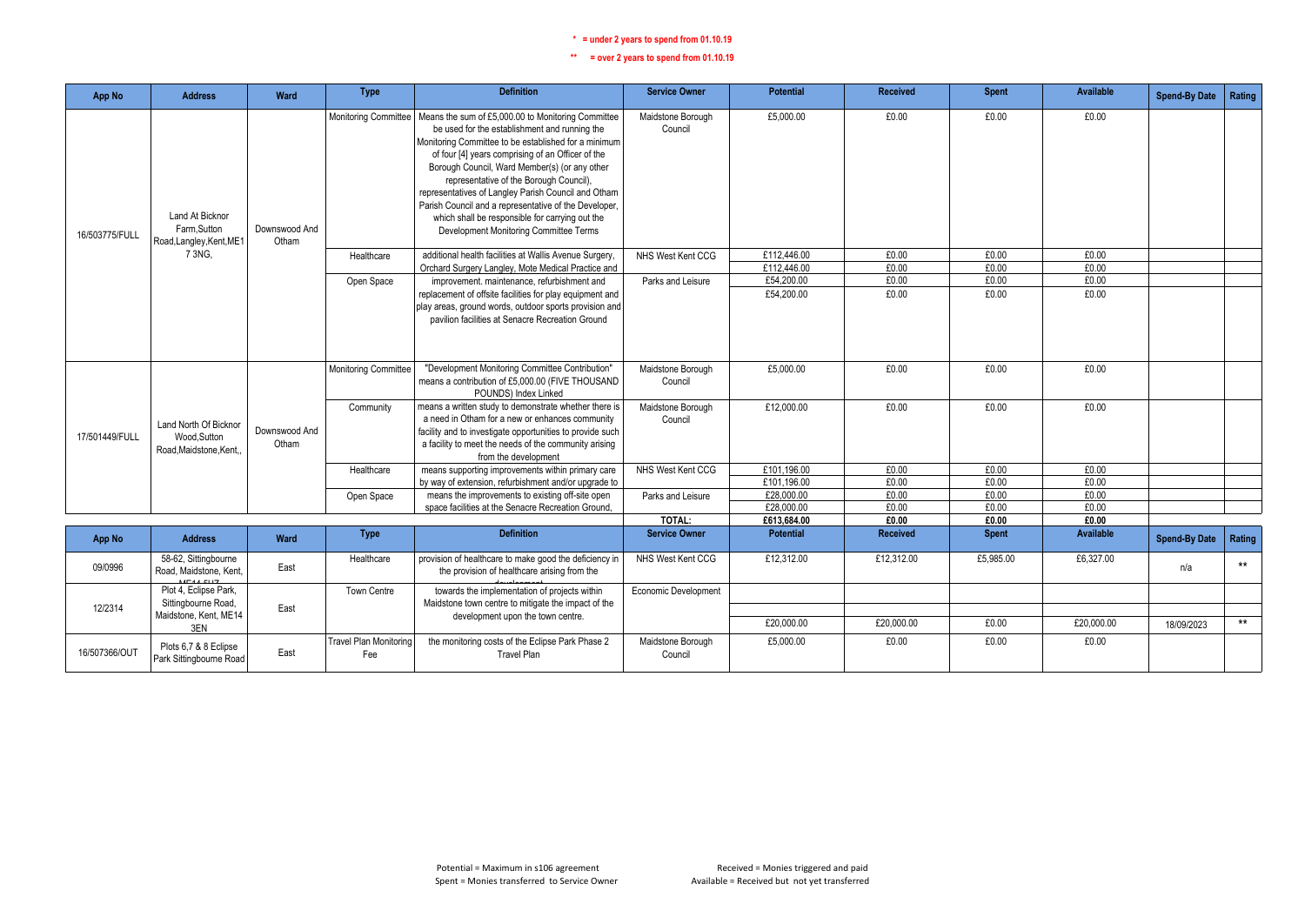**\* = under 2 years to spend from 01.10.19**

**\*\* = over 2 years to spend from 01.10.19**

| App No | Address | Ward | Type | Definition | Service Owner | Potential | Received | Spent | Available | Spend-By Date | Rating |
|---|---|---|---|---|---|---|---|---|---|---|---|
| 16/503775/FULL | Land At Bicknor Farm,Sutton Road,Langley,Kent,ME17 3NG, | Downswood And Otham | Monitoring Committee | Means the sum of £5,000.00 to Monitoring Committee be used for the establishment and running the Monitoring Committee to be established for a minimum of four [4] years comprising of an Officer of the Borough Council, Ward Member(s) (or any other representative of the Borough Council), representatives of Langley Parish Council and Otham Parish Council and a representative of the Developer, which shall be responsible for carrying out the Development Monitoring Committee Terms | Maidstone Borough Council | £5,000.00 | £0.00 | £0.00 | £0.00 | | |
| | | | Healthcare | additional health facilities at Wallis Avenue Surgery, Orchard Surgery Langley, Mote Medical Practice and | NHS West Kent CCG | £112,446.00 | £0.00 | £0.00 | £0.00 | | |
| | | | | | | £112,446.00 | £0.00 | £0.00 | £0.00 | | |
| | | | Open Space | improvement. maintenance, refurbishment and replacement of offsite facilities for play equipment and play areas, ground words, outdoor sports provision and pavilion facilities at Senacre Recreation Ground | Parks and Leisure | £54,200.00 | £0.00 | £0.00 | £0.00 | | |
| | | | | | | £54,200.00 | £0.00 | £0.00 | £0.00 | | |
| 17/501449/FULL | Land North Of Bicknor Wood,Sutton Road,Maidstone,Kent,, | Downswood And Otham | Monitoring Committee | "Development Monitoring Committee Contribution" means a contribution of £5,000.00 (FIVE THOUSAND POUNDS) Index Linked | Maidstone Borough Council | £5,000.00 | £0.00 | £0.00 | £0.00 | | |
| | | | Community | means a written study to demonstrate whether there is a need in Otham for a new or enhances community facility and to investigate opportunities to provide such a facility to meet the needs of the community arising from the development | Maidstone Borough Council | £12,000.00 | £0.00 | £0.00 | £0.00 | | |
| | | | Healthcare | means supporting improvements within primary care by way of extension, refurbishment and/or upgrade to | NHS West Kent CCG | £101,196.00 | £0.00 | £0.00 | £0.00 | | |
| | | | | | | £101,196.00 | £0.00 | £0.00 | £0.00 | | |
| | | | Open Space | means the improvements to existing off-site open space facilities at the Senacre Recreation Ground, | Parks and Leisure | £28,000.00 | £0.00 | £0.00 | £0.00 | | |
| | | | | | | £28,000.00 | £0.00 | £0.00 | £0.00 | | |
| | | | | | **TOTAL:** | **£613,684.00** | **£0.00** | **£0.00** | **£0.00** | | |

| App No | Address | Ward | Type | Definition | Service Owner | Potential | Received | Spent | Available | Spend-By Date | Rating |
|---|---|---|---|---|---|---|---|---|---|---|---|
| 09/0996 | 58-62, Sittingbourne Road, Maidstone, Kent, ME14 5HZ | East | Healthcare | provision of healthcare to make good the deficiency in the provision of healthcare arising from the development | NHS West Kent CCG | £12,312.00 | £12,312.00 | £5,985.00 | £6,327.00 | n/a | ** |
| 12/2314 | Plot 4, Eclipse Park, Sittingbourne Road, Maidstone, Kent, ME14 3EN | East | Town Centre | towards the implementation of projects within Maidstone town centre to mitigate the impact of the development upon the town centre. | Economic Development | | | | | | |
| | | | | | | | | | | | |
| | | | | | | £20,000.00 | £20,000.00 | £0.00 | £20,000.00 | 18/09/2023 | ** |
| 16/507366/OUT | Plots 6,7 & 8 Eclipse Park Sittingbourne Road | East | Travel Plan Monitoring Fee | the monitoring costs of the Eclipse Park Phase 2 Travel Plan | Maidstone Borough Council | £5,000.00 | £0.00 | £0.00 | £0.00 | | |

Potential = Maximum in s106 agreement
Spent = Monies transferred to Service Owner

Received = Monies triggered and paid
Available = Received but not yet transferred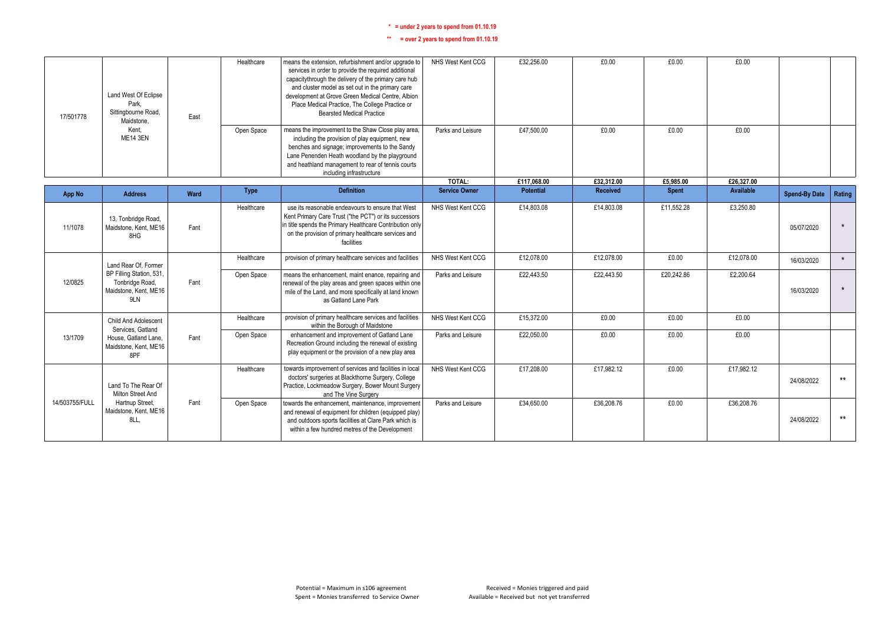\* = under 2 years to spend from 01.10.19

\*\* = over 2 years to spend from 01.10.19

| App No | Address | Ward | Type | Definition | Service Owner | Potential | Received | Spent | Available | Spend-By Date | Rating |
|---|---|---|---|---|---|---|---|---|---|---|---|
| 17/501778 | Land West Of Eclipse Park, Sittingbourne Road, Maidstone, Kent, ME14 3EN | East | Healthcare | means the extension, refurbishment and/or upgrade to services in order to provide the required additional capacitythrough the delivery of the primary care hub and cluster model as set out in the primary care development at Grove Green Medical Centre, Albion Place Medical Practice, The College Practice or Bearsted Medical Practice | NHS West Kent CCG | £32,256.00 | £0.00 | £0.00 | £0.00 | | |
| | | | Open Space | means the improvement to the Shaw Close play area, including the provision of play equipment, new benches and signage; improvements to the Sandy Lane Penenden Heath woodland by the playground and heathland management to rear of tennis courts including infrastructure | Parks and Leisure | £47,500.00 | £0.00 | £0.00 | £0.00 | | |
| | | | | | TOTAL: | £117,068.00 | £32,312.00 | £5,985.00 | £26,327.00 | | |
| **App No** | **Address** | **Ward** | **Type** | **Definition** | **Service Owner** | **Potential** | **Received** | **Spent** | **Available** | **Spend-By Date** | **Rating** |
| 11/1078 | 13, Tonbridge Road, Maidstone, Kent, ME16 8HG | Fant | Healthcare | use its reasonable endeavours to ensure that West Kent Primary Care Trust ("the PCT") or its successors in title spends the Primary Healthcare Contribution only on the provision of primary healthcare services and facilities | NHS West Kent CCG | £14,803.08 | £14,803.08 | £11,552.28 | £3,250.80 | 05/07/2020 | * |
| 12/0825 | Land Rear Of, Former BP Filling Station, 531, Tonbridge Road, Maidstone, Kent, ME16 9LN | Fant | Healthcare | provision of primary healthcare services and facilities | NHS West Kent CCG | £12,078.00 | £12,078.00 | £0.00 | £12,078.00 | 16/03/2020 | * |
| | | | Open Space | means the enhancement, maint enance, repairing and renewal of the play areas and green spaces within one mile of the Land, and more specifically at land known as Gatland Lane Park | Parks and Leisure | £22,443.50 | £22,443.50 | £20,242.86 | £2,200.64 | 16/03/2020 | * |
| 13/1709 | Child And Adolescent Services, Gatland House, Gatland Lane, Maidstone, Kent, ME16 8PF | Fant | Healthcare | provision of primary healthcare services and facilities within the Borough of Maidstone | NHS West Kent CCG | £15,372.00 | £0.00 | £0.00 | £0.00 | | |
| | | | Open Space | enhancement and improvement of Gatland Lane Recreation Ground including the renewal of existing play equipment or the provision of a new play area | Parks and Leisure | £22,050.00 | £0.00 | £0.00 | £0.00 | | |
| 14/503755/FULL | Land To The Rear Of Milton Street And Hartnup Street, Maidstone, Kent, ME16 8LL, | Fant | Healthcare | towards improvement of services and facilities in local doctors' surgeries at Blackthorne Surgery, College Practice, Lockmeadow Surgery, Bower Mount Surgery and The Vine Surgery | NHS West Kent CCG | £17,208.00 | £17,982.12 | £0.00 | £17,982.12 | 24/08/2022 | ** |
| | | | Open Space | towards the enhancement, maintenance, improvement and renewal of equipment for children (equipped play) and outdoors sports facilities at Clare Park which is within a few hundred metres of the Development | Parks and Leisure | £34,650.00 | £36,208.76 | £0.00 | £36,208.76 | 24/08/2022 | ** |

Potential = Maximum in s106 agreement
Spent = Monies transferred to Service Owner

Received = Monies triggered and paid
Available = Received but not yet transferred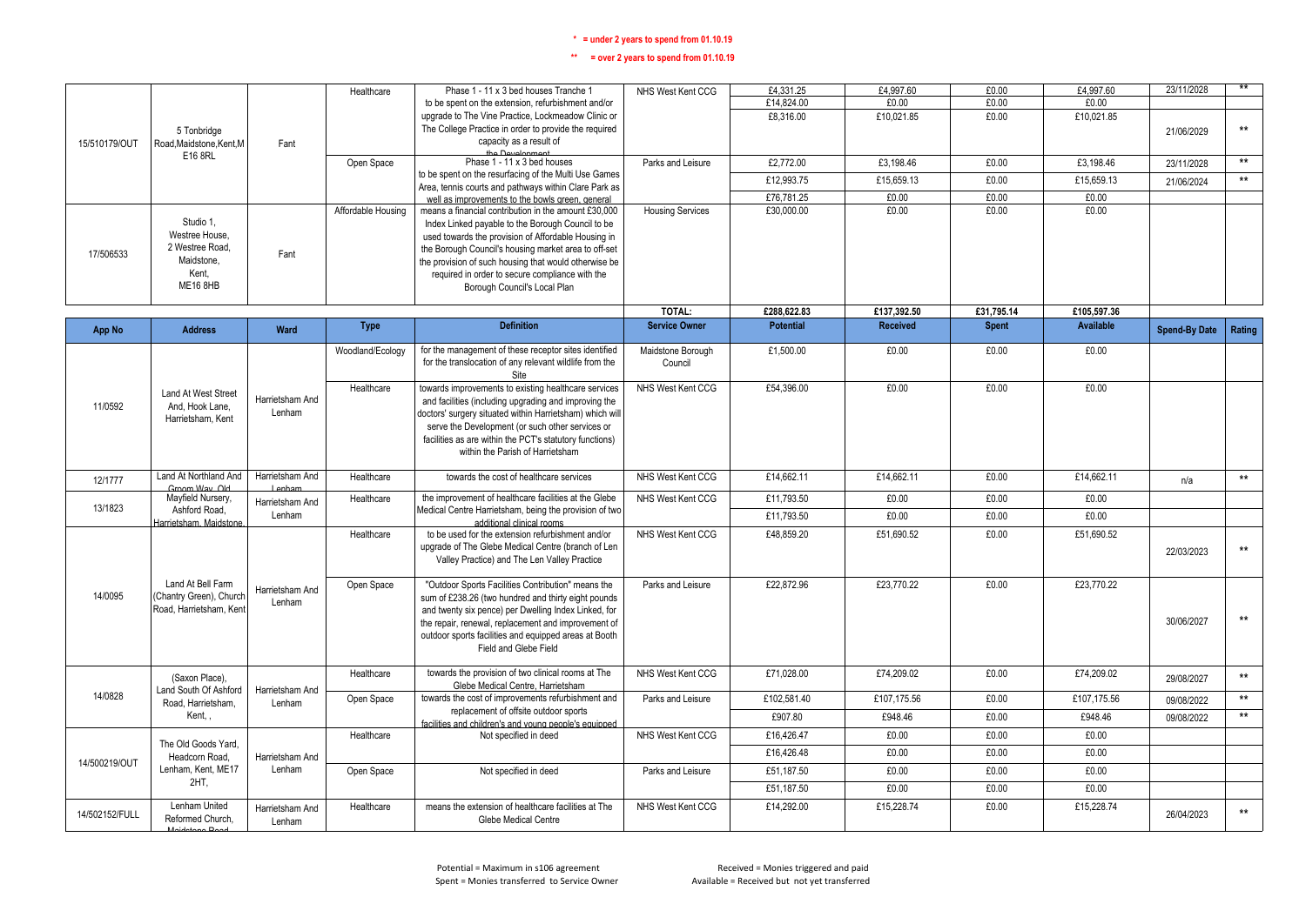\* = under 2 years to spend from 01.10.19

\*\* = over 2 years to spend from 01.10.19

| App No | Address | Ward | Type | Definition | Service Owner | Potential | Received | Spent | Available | Spend-By Date | Rating |
|---|---|---|---|---|---|---|---|---|---|---|---|
| 15/510179/OUT | 5 Tonbridge Road,Maidstone,Kent,ME16 8RL | Fant | Healthcare | Phase 1 - 11 x 3 bed houses Tranche 1 | NHS West Kent CCG | £4,331.25 | £4,997.60 | £0.00 | £4,997.60 | 23/11/2028 | ** |
| | | | | to be spent on the extension, refurbishment and/or upgrade to The Vine Practice, Lockmeadow Clinic or The College Practice in order to provide the required capacity as a result of the Development | | £14,824.00 | £0.00 | £0.00 | £0.00 | | |
| | | | | | | £8,316.00 | £10,021.85 | £0.00 | £10,021.85 | 21/06/2029 | ** |
| | | | Open Space | Phase 1 - 11 x 3 bed houses | Parks and Leisure | £2,772.00 | £3,198.46 | £0.00 | £3,198.46 | 23/11/2028 | ** |
| | | | | to be spent on the resurfacing of the Multi Use Games Area, tennis courts and pathways within Clare Park as well as improvements to the bowls green, general | | £12,993.75 | £15,659.13 | £0.00 | £15,659.13 | 21/06/2024 | ** |
| | | | | | | £76,781.25 | £0.00 | £0.00 | £0.00 | | |
| 17/506533 | Studio 1, Westree House, 2 Westree Road, Maidstone, Kent, ME16 8HB | Fant | Affordable Housing | means a financial contribution in the amount £30,000 Index Linked payable to the Borough Council to be used towards the provision of Affordable Housing in the Borough Council's housing market area to off-set the provision of such housing that would otherwise be required in order to secure compliance with the Borough Council's Local Plan | Housing Services | £30,000.00 | £0.00 | £0.00 | £0.00 | | |
| | | | | | TOTAL: | £288,622.83 | £137,392.50 | £31,795.14 | £105,597.36 | | |

| App No | Address | Ward | Type | Definition | Service Owner | Potential | Received | Spent | Available | Spend-By Date | Rating |
|---|---|---|---|---|---|---|---|---|---|---|---|
| 11/0592 | Land At West Street And, Hook Lane, Harrietsham, Kent | Harrietsham And Lenham | Woodland/Ecology | for the management of these receptor sites identified for the translocation of any relevant wildlife from the Site | Maidstone Borough Council | £1,500.00 | £0.00 | £0.00 | £0.00 | | |
| | | | Healthcare | towards improvements to existing healthcare services and facilities (including upgrading and improving the doctors' surgery situated within Harrietsham) which will serve the Development (or such other services or facilities as are within the PCT's statutory functions) within the Parish of Harrietsham | NHS West Kent CCG | £54,396.00 | £0.00 | £0.00 | £0.00 | | |
| 12/1777 | Land At Northland And Groom Way, Old | Harrietsham And Lenham | Healthcare | towards the cost of healthcare services | NHS West Kent CCG | £14,662.11 | £14,662.11 | £0.00 | £14,662.11 | n/a | ** |
| 13/1823 | Mayfield Nursery, Ashford Road, Harrietsham, Maidstone, | Harrietsham And Lenham | Healthcare | the improvement of healthcare facilities at the Glebe Medical Centre Harrietsham, being the provision of two additional clinical rooms | NHS West Kent CCG | £11,793.50 | £0.00 | £0.00 | £0.00 | | |
| | | | | | | £11,793.50 | £0.00 | £0.00 | £0.00 | | |
| 14/0095 | Land At Bell Farm (Chantry Green), Church Road, Harrietsham, Kent | Harrietsham And Lenham | Healthcare | to be used for the extension refurbishment and/or upgrade of The Glebe Medical Centre (branch of Len Valley Practice) and The Len Valley Practice | NHS West Kent CCG | £48,859.20 | £51,690.52 | £0.00 | £51,690.52 | 22/03/2023 | ** |
| | | | Open Space | "Outdoor Sports Facilities Contribution" means the sum of £238.26 (two hundred and thirty eight pounds and twenty six pence) per Dwelling Index Linked, for the repair, renewal, replacement and improvement of outdoor sports facilities and equipped areas at Booth Field and Glebe Field | Parks and Leisure | £22,872.96 | £23,770.22 | £0.00 | £23,770.22 | 30/06/2027 | ** |
| 14/0828 | (Saxon Place), Land South Of Ashford Road, Harrietsham, Kent, , | Harrietsham And Lenham | Healthcare | towards the provision of two clinical rooms at The Glebe Medical Centre, Harrietsham | NHS West Kent CCG | £71,028.00 | £74,209.02 | £0.00 | £74,209.02 | 29/08/2027 | ** |
| | | | Open Space | towards the cost of improvements refurbishment and replacement of offsite outdoor sports facilities and children's and young people's equipped | Parks and Leisure | £102,581.40 | £107,175.56 | £0.00 | £107,175.56 | 09/08/2022 | ** |
| | | | | | | £907.80 | £948.46 | £0.00 | £948.46 | 09/08/2022 | ** |
| 14/500219/OUT | The Old Goods Yard, Headcorn Road, Lenham, Kent, ME17 2HT, | Harrietsham And Lenham | Healthcare | Not specified in deed | NHS West Kent CCG | £16,426.47 | £0.00 | £0.00 | £0.00 | | |
| | | | | | | £16,426.48 | £0.00 | £0.00 | £0.00 | | |
| | | | Open Space | Not specified in deed | Parks and Leisure | £51,187.50 | £0.00 | £0.00 | £0.00 | | |
| | | | | | | £51,187.50 | £0.00 | £0.00 | £0.00 | | |
| 14/502152/FULL | Lenham United Reformed Church, Maidstone Road | Harrietsham And Lenham | Healthcare | means the extension of healthcare facilities at The Glebe Medical Centre | NHS West Kent CCG | £14,292.00 | £15,228.74 | £0.00 | £15,228.74 | 26/04/2023 | ** |

Potential = Maximum in s106 agreement
Spent = Monies transferred to Service Owner

Received = Monies triggered and paid
Available = Received but not yet transferred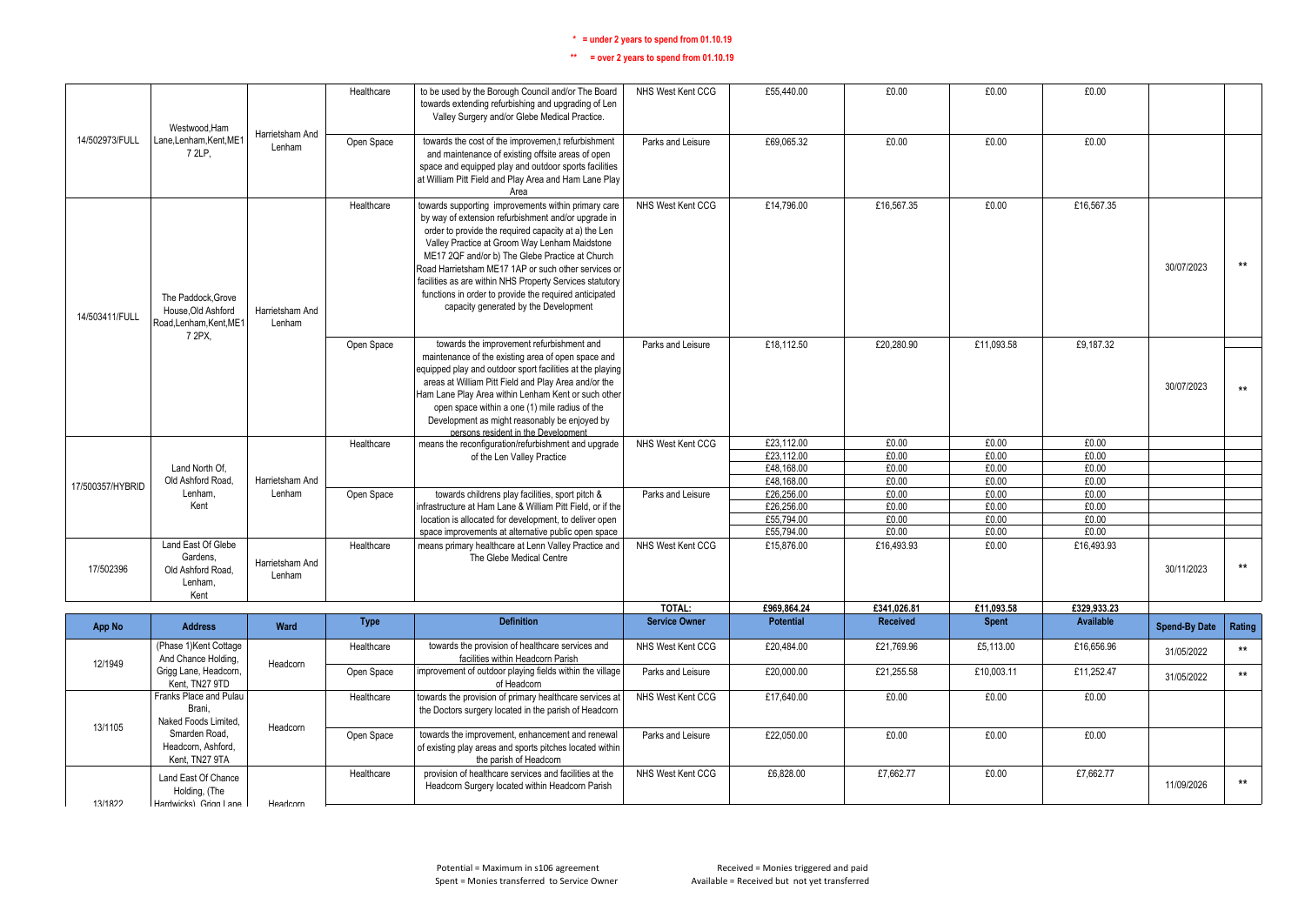**\* = under 2 years to spend from 01.10.19**

**\*\* = over 2 years to spend from 01.10.19**

| App No | Address | Ward | Type | Definition | Service Owner | Potential | Received | Spent | Available | Spend-By Date | Rating |
|---|---|---|---|---|---|---|---|---|---|---|---|
| 14/502973/FULL | Westwood,Ham Lane,Lenham,Kent,ME17 2LP, | Harrietsham And Lenham | Healthcare | to be used by the Borough Council and/or The Board towards extending refurbishing and upgrading of Len Valley Surgery and/or Glebe Medical Practice. | NHS West Kent CCG | £55,440.00 | £0.00 | £0.00 | £0.00 | | |
| | | | Open Space | towards the cost of the improvement,t refurbishment and maintenance of existing offsite areas of open space and equipped play and outdoor sports facilities at William Pitt Field and Play Area and Ham Lane Play Area | Parks and Leisure | £69,065.32 | £0.00 | £0.00 | £0.00 | | |
| 14/503411/FULL | The Paddock,Grove House,Old Ashford Road,Lenham,Kent,ME17 2PX, | Harrietsham And Lenham | Healthcare | towards supporting improvements within primary care by way of extension refurbishment and/or upgrade in order to provide the required capacity at a) the Len Valley Practice at Groom Way Lenham Maidstone ME17 2QF and/or b) The Glebe Practice at Church Road Harrietsham ME17 1AP or such other services or facilities as are within NHS Property Services statutory functions in order to provide the required anticipated capacity generated by the Development | NHS West Kent CCG | £14,796.00 | £16,567.35 | £0.00 | £16,567.35 | 30/07/2023 | ** |
| | | | Open Space | towards the improvement refurbishment and maintenance of the existing area of open space and equipped play and outdoor sport facilities at the playing areas at William Pitt Field and Play Area and/or the Ham Lane Play Area within Lenham Kent or such other open space within a one (1) mile radius of the Development as might reasonably be enjoyed by persons resident in the Development | Parks and Leisure | £18,112.50 | £20,280.90 | £11,093.58 | £9,187.32 | 30/07/2023 | ** |
| 17/500357/HYBRID | Land North Of, Old Ashford Road, Lenham, Kent | Harrietsham And Lenham | Healthcare | means the reconfiguration/refurbishment and upgrade of the Len Valley Practice | NHS West Kent CCG | £23,112.00 | £0.00 | £0.00 | £0.00 | | |
| | | | | | | £23,112.00 | £0.00 | £0.00 | £0.00 | | |
| | | | | | | £48,168.00 | £0.00 | £0.00 | £0.00 | | |
| | | | | | | £48,168.00 | £0.00 | £0.00 | £0.00 | | |
| | | | Open Space | towards childrens play facilities, sport pitch & infrastructure at Ham Lane & William Pitt Field, or if the location is allocated for development, to deliver open space improvements at alternative public open space | Parks and Leisure | £26,256.00 | £0.00 | £0.00 | £0.00 | | |
| | | | | | | £26,256.00 | £0.00 | £0.00 | £0.00 | | |
| | | | | | | £55,794.00 | £0.00 | £0.00 | £0.00 | | |
| | | | | | | £55,794.00 | £0.00 | £0.00 | £0.00 | | |
| 17/502396 | Land East Of Glebe Gardens, Old Ashford Road, Lenham, Kent | Harrietsham And Lenham | Healthcare | means primary healthcare at Lenn Valley Practice and The Glebe Medical Centre | NHS West Kent CCG | £15,876.00 | £16,493.93 | £0.00 | £16,493.93 | 30/11/2023 | ** |
| | | | | | TOTAL: | £969,864.24 | £341,026.81 | £11,093.58 | £329,933.23 | | |

| App No | Address | Ward | Type | Definition | Service Owner | Potential | Received | Spent | Available | Spend-By Date | Rating |
|---|---|---|---|---|---|---|---|---|---|---|---|
| 12/1949 | (Phase 1)Kent Cottage And Chance Holding, Grigg Lane, Headcorn, Kent, TN27 9TD | Headcorn | Healthcare | towards the provision of healthcare services and facilities within Headcorn Parish | NHS West Kent CCG | £20,484.00 | £21,769.96 | £5,113.00 | £16,656.96 | 31/05/2022 | ** |
| | | | Open Space | improvement of outdoor playing fields within the village of Headcorn | Parks and Leisure | £20,000.00 | £21,255.58 | £10,003.11 | £11,252.47 | 31/05/2022 | ** |
| 13/1105 | Franks Place and Pulau Brani, Naked Foods Limited, Smarden Road, Headcorn, Ashford, Kent, TN27 9TA | Headcorn | Healthcare | towards the provision of primary healthcare services at the Doctors surgery located in the parish of Headcorn | NHS West Kent CCG | £17,640.00 | £0.00 | £0.00 | £0.00 | | |
| | | | Open Space | towards the improvement, enhancement and renewal of existing play areas and sports pitches located within the parish of Headcorn | Parks and Leisure | £22,050.00 | £0.00 | £0.00 | £0.00 | | |
| 13/1822 | Land East Of Chance Holding, (The Hardwicks), Grigg Lane | Headcorn | Healthcare | provision of healthcare services and facilities at the Headcorn Surgery located within Headcorn Parish | NHS West Kent CCG | £6,828.00 | £7,662.77 | £0.00 | £7,662.77 | 11/09/2026 | ** |

Potential = Maximum in s106 agreement
Spent = Monies transferred to Service Owner

Received = Monies triggered and paid
Available = Received but not yet transferred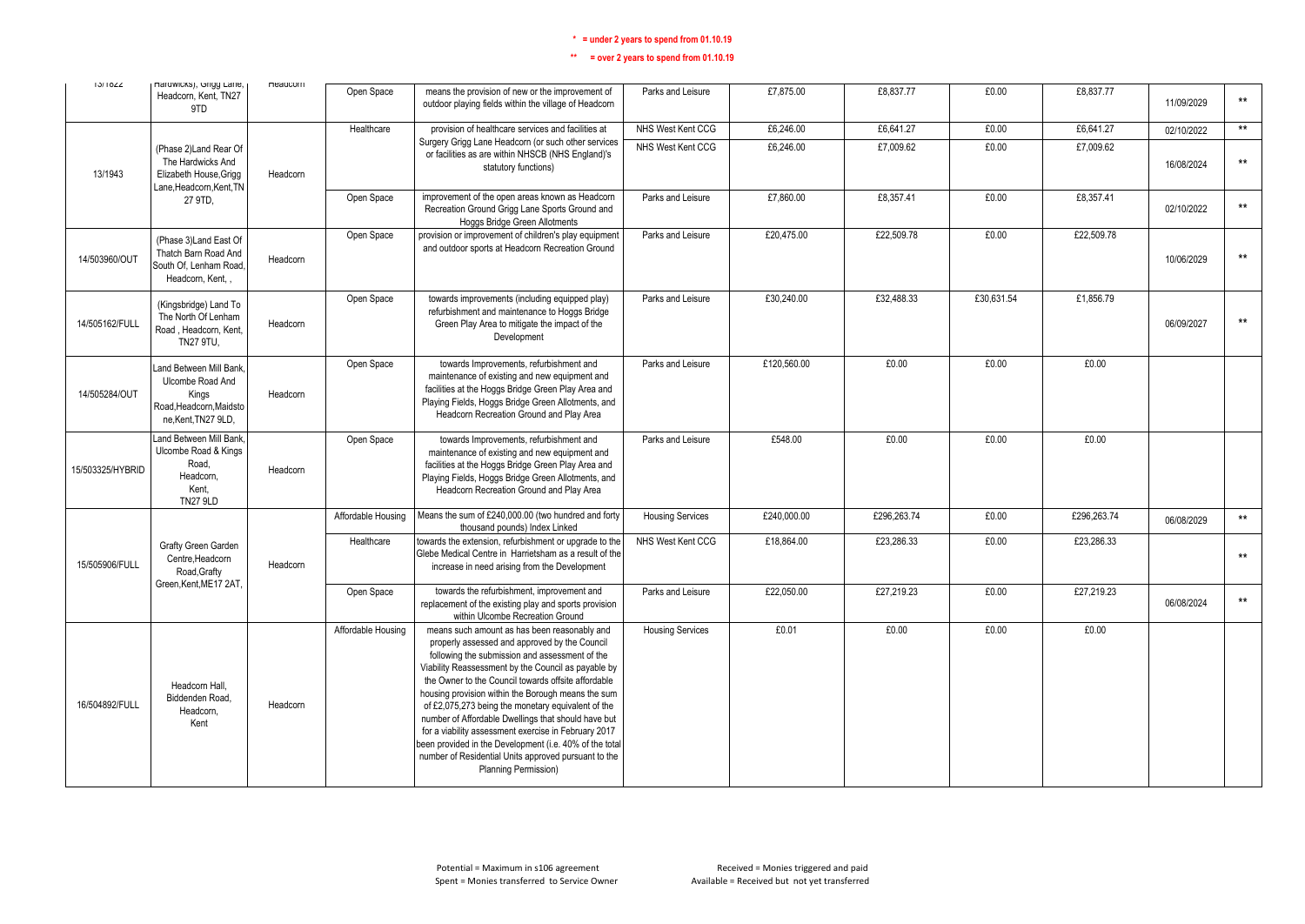\* = under 2 years to spend from 01.10.19

\*\* = over 2 years to spend from 01.10.19

| | | | | | | | | | | | |
|---|---|---|---|---|---|---|---|---|---|---|---|
| 13/1822 | Hardwicks), Grigg Lane, Headcorn, Kent, TN27 9TD | Headcorn | Open Space | means the provision of new or the improvement of outdoor playing fields within the village of Headcorn | Parks and Leisure | £7,875.00 | £8,837.77 | £0.00 | £8,837.77 | 11/09/2029 | ** |
| 13/1943 | (Phase 2)Land Rear Of The Hardwicks And Elizabeth House,Grigg Lane,Headcorn,Kent,TN 27 9TD, | Headcorn | Healthcare | provision of healthcare services and facilities at Surgery Grigg Lane Headcorn (or such other services or facilities as are within NHSCB (NHS England)'s statutory functions) | NHS West Kent CCG | £6,246.00 | £6,641.27 | £0.00 | £6,641.27 | 02/10/2022 | ** |
| | | | | | NHS West Kent CCG | £6,246.00 | £7,009.62 | £0.00 | £7,009.62 | 16/08/2024 | ** |
| | | | Open Space | improvement of the open areas known as Headcorn Recreation Ground Grigg Lane Sports Ground and Hoggs Bridge Green Allotments | Parks and Leisure | £7,860.00 | £8,357.41 | £0.00 | £8,357.41 | 02/10/2022 | ** |
| 14/503960/OUT | (Phase 3)Land East Of Thatch Barn Road And South Of, Lenham Road, Headcorn, Kent, , | Headcorn | Open Space | provision or improvement of children's play equipment and outdoor sports at Headcorn Recreation Ground | Parks and Leisure | £20,475.00 | £22,509.78 | £0.00 | £22,509.78 | 10/06/2029 | ** |
| 14/505162/FULL | (Kingsbridge) Land To The North Of Lenham Road , Headcorn, Kent, TN27 9TU, | Headcorn | Open Space | towards improvements (including equipped play) refurbishment and maintenance to Hoggs Bridge Green Play Area to mitigate the impact of the Development | Parks and Leisure | £30,240.00 | £32,488.33 | £30,631.54 | £1,856.79 | 06/09/2027 | ** |
| 14/505284/OUT | Land Between Mill Bank, Ulcombe Road And Kings Road,Headcorn,Maidstone,Kent,TN27 9LD, | Headcorn | Open Space | towards Improvements, refurbishment and maintenance of existing and new equipment and facilities at the Hoggs Bridge Green Play Area and Playing Fields, Hoggs Bridge Green Allotments, and Headcorn Recreation Ground and Play Area | Parks and Leisure | £120,560.00 | £0.00 | £0.00 | £0.00 | | |
| 15/503325/HYBRID | Land Between Mill Bank, Ulcombe Road & Kings Road, Headcorn, Kent, TN27 9LD | Headcorn | Open Space | towards Improvements, refurbishment and maintenance of existing and new equipment and facilities at the Hoggs Bridge Green Play Area and Playing Fields, Hoggs Bridge Green Allotments, and Headcorn Recreation Ground and Play Area | Parks and Leisure | £548.00 | £0.00 | £0.00 | £0.00 | | |
| 15/505906/FULL | Grafty Green Garden Centre,Headcorn Road,Grafty Green,Kent,ME17 2AT, | Headcorn | Affordable Housing | Means the sum of £240,000.00 (two hundred and forty thousand pounds) Index Linked | Housing Services | £240,000.00 | £296,263.74 | £0.00 | £296,263.74 | 06/08/2029 | ** |
| | | | Healthcare | towards the extension, refurbishment or upgrade to the Glebe Medical Centre in Harrietsham as a result of the increase in need arising from the Development | NHS West Kent CCG | £18,864.00 | £23,286.33 | £0.00 | £23,286.33 | | ** |
| | | | Open Space | towards the refurbishment, improvement and replacement of the existing play and sports provision within Ulcombe Recreation Ground | Parks and Leisure | £22,050.00 | £27,219.23 | £0.00 | £27,219.23 | 06/08/2024 | ** |
| 16/504892/FULL | Headcorn Hall, Biddenden Road, Headcorn, Kent | Headcorn | Affordable Housing | means such amount as has been reasonably and properly assessed and approved by the Council following the submission and assessment of the Viability Reassessment by the Council as payable by the Owner to the Council towards offsite affordable housing provision within the Borough means the sum of £2,075,273 being the monetary equivalent of the number of Affordable Dwellings that should have but for a viability assessment exercise in February 2017 been provided in the Development (i.e. 40% of the total number of Residential Units approved pursuant to the Planning Permission) | Housing Services | £0.01 | £0.00 | £0.00 | £0.00 | | |

Potential = Maximum in s106 agreement
Spent = Monies transferred to Service Owner

Received = Monies triggered and paid
Available = Received but not yet transferred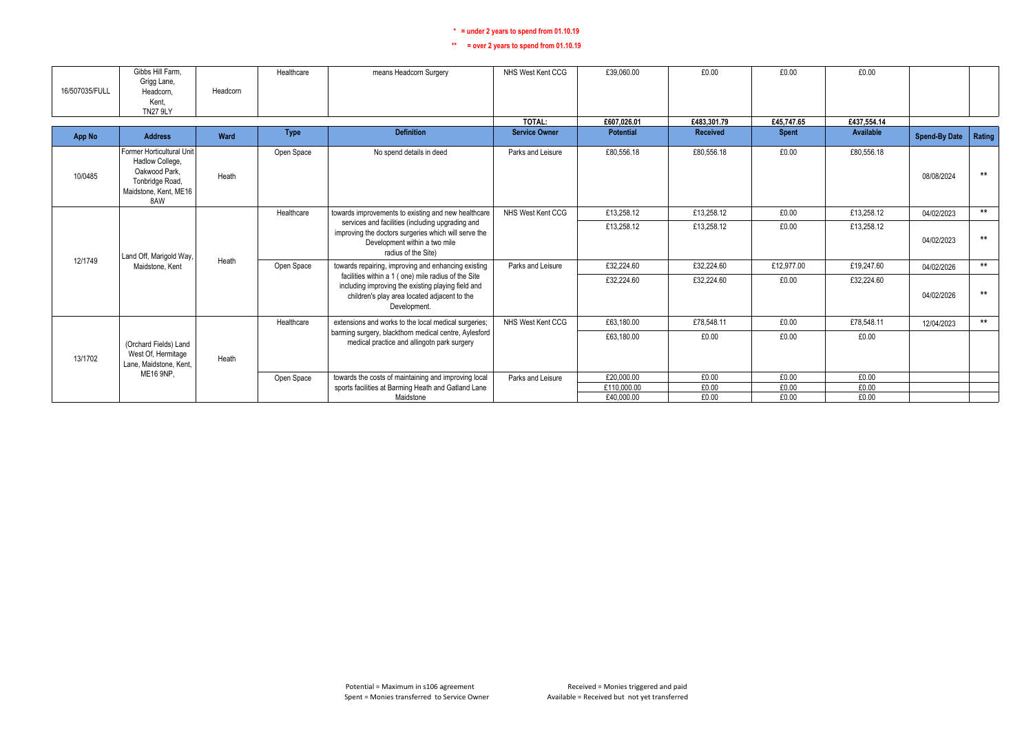\* = under 2 years to spend from 01.10.19

\*\* = over 2 years to spend from 01.10.19

| App No | Address | Ward | Type | Definition | Service Owner | Potential | Received | Spent | Available | Spend-By Date | Rating |
|---|---|---|---|---|---|---|---|---|---|---|---|
| 16/507035/FULL | Gibbs Hill Farm, Grigg Lane, Headcorn, Kent, TN27 9LY | Headcorn | Healthcare | means Headcorn Surgery | NHS West Kent CCG | £39,060.00 | £0.00 | £0.00 | £0.00 | | |
| | | | | | TOTAL: | £607,026.01 | £483,301.79 | £45,747.65 | £437,554.14 | | |

| App No | Address | Ward | Type | Definition | Service Owner | Potential | Received | Spent | Available | Spend-By Date | Rating |
|---|---|---|---|---|---|---|---|---|---|---|---|
| 10/0485 | Former Horticultural Unit Hadlow College, Oakwood Park, Tonbridge Road, Maidstone, Kent, ME16 8AW | Heath | Open Space | No spend details in deed | Parks and Leisure | £80,556.18 | £80,556.18 | £0.00 | £80,556.18 | 08/08/2024 | ** |
| 12/1749 | Land Off, Marigold Way, Maidstone, Kent | Heath | Healthcare | towards improvements to existing and new healthcare services and facilities (including upgrading and improving the doctors surgeries which will serve the Development within a two mile radius of the Site) | NHS West Kent CCG | £13,258.12 | £13,258.12 | £0.00 | £13,258.12 | 04/02/2023 | ** |
| | | | | | | £13,258.12 | £13,258.12 | £0.00 | £13,258.12 | 04/02/2023 | ** |
| | | | Open Space | towards repairing, improving and enhancing existing facilities within a 1 ( one) mile radius of the Site including improving the existing playing field and children's play area located adjacent to the Development. | Parks and Leisure | £32,224.60 | £32,224.60 | £12,977.00 | £19,247.60 | 04/02/2026 | ** |
| | | | | | | £32,224.60 | £32,224.60 | £0.00 | £32,224.60 | 04/02/2026 | ** |
| 13/1702 | (Orchard Fields) Land West Of, Hermitage Lane, Maidstone, Kent, ME16 9NP, | Heath | Healthcare | extensions and works to the local medical surgeries; barming surgery, blackthorn medical centre, Aylesford medical practice and allingotn park surgery | NHS West Kent CCG | £63,180.00 | £78,548.11 | £0.00 | £78,548.11 | 12/04/2023 | ** |
| | | | | | | £63,180.00 | £0.00 | £0.00 | £0.00 | | |
| | | | Open Space | towards the costs of maintaining and improving local sports facilities at Barming Heath and Gatland Lane Maidstone | Parks and Leisure | £20,000.00 | £0.00 | £0.00 | £0.00 | | |
| | | | | | | £110,000.00 | £0.00 | £0.00 | £0.00 | | |
| | | | | | | £40,000.00 | £0.00 | £0.00 | £0.00 | | |

Potential = Maximum in s106 agreement
Spent = Monies transferred to Service Owner

Received = Monies triggered and paid
Available = Received but not yet transferred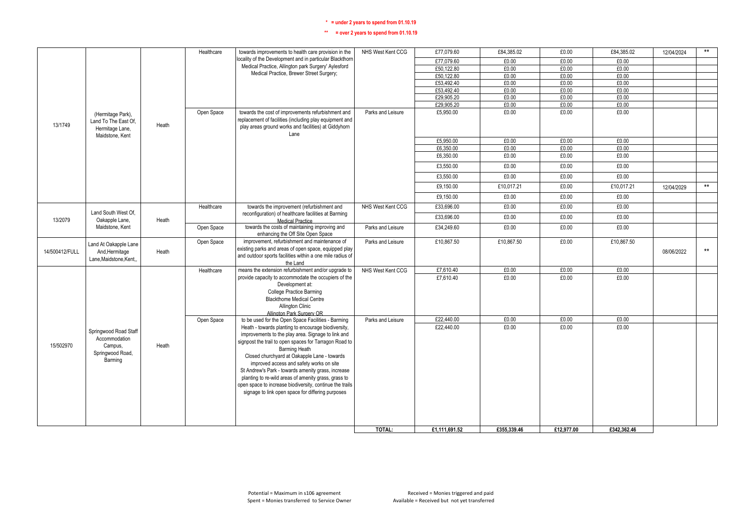**\* = under 2 years to spend from 01.10.19**

**\*\* = over 2 years to spend from 01.10.19**

| | | | | | | | | | | | |
|---|---|---|---|---|---|---|---|---|---|---|---|
| 13/1749 | (Hermitage Park), Land To The East Of, Hermitage Lane, Maidstone, Kent | Heath | Healthcare | towards improvements to health care provision in the locality of the Development and in particular Blackthorn Medical Practice, Allington park Surgery' Aylesford Medical Practice, Brewer Street Surgery; | NHS West Kent CCG | £77,079.60 | £84,385.02 | £0.00 | £84,385.02 | 12/04/2024 | ** |
| | | | | | | £77,079.60 | £0.00 | £0.00 | £0.00 | | |
| | | | | | | £50,122.80 | £0.00 | £0.00 | £0.00 | | |
| | | | | | | £50,122.80 | £0.00 | £0.00 | £0.00 | | |
| | | | | | | £53,492.40 | £0.00 | £0.00 | £0.00 | | |
| | | | | | | £53,492.40 | £0.00 | £0.00 | £0.00 | | |
| | | | | | | £29,905.20 | £0.00 | £0.00 | £0.00 | | |
| | | | | | | £29,905.20 | £0.00 | £0.00 | £0.00 | | |
| | | | Open Space | towards the cost of improvements refurbishment and replacement of facilities (including play equipment and play areas ground works and facilities) at Giddyhorn Lane | Parks and Leisure | £5,950.00 | £0.00 | £0.00 | £0.00 | | |
| | | | | | | £5,950.00 | £0.00 | £0.00 | £0.00 | | |
| | | | | | | £6,350.00 | £0.00 | £0.00 | £0.00 | | |
| | | | | | | £6,350.00 | £0.00 | £0.00 | £0.00 | | |
| | | | | | | £3,550.00 | £0.00 | £0.00 | £0.00 | | |
| | | | | | | £3,550.00 | £0.00 | £0.00 | £0.00 | | |
| | | | | | | £9,150.00 | £10,017.21 | £0.00 | £10,017.21 | 12/04/2029 | ** |
| | | | | | | £9,150.00 | £0.00 | £0.00 | £0.00 | | |
| 13/2079 | Land South West Of, Oakapple Lane, Maidstone, Kent | Heath | Healthcare | towards the improvement (refurbishment and reconfiguration) of healthcare facilities at Barming Medical Practice | NHS West Kent CCG | £33,696.00 | £0.00 | £0.00 | £0.00 | | |
| | | | | | | £33,696.00 | £0.00 | £0.00 | £0.00 | | |
| | | | Open Space | towards the costs of maintaining improving and enhancing the Off Site Open Space | Parks and Leisure | £34,249.60 | £0.00 | £0.00 | £0.00 | | |
| 14/500412/FULL | Land At Oakapple Lane And,Hermitage Lane,Maidstone,Kent,, | Heath | Open Space | improvement, refurbishment and maintenance of existing parks and areas of open space, equipped play and outdoor sports facilities within a one mile radius of the Land | Parks and Leisure | £10,867.50 | £10,867.50 | £0.00 | £10,867.50 | 08/06/2022 | ** |
| 15/502970 | Springwood Road Staff Accommodation Campus, Springwood Road, Barming | Heath | Healthcare | means the extension refurbishment and/or upgrade to provide capacity to accommodate the occupiers of the Development at: College Practice Barming Blackthome Medical Centre Allington Clinic Allington Park Surgery OR | NHS West Kent CCG | £7,610.40 | £0.00 | £0.00 | £0.00 | | |
| | | | | | | £7,610.40 | £0.00 | £0.00 | £0.00 | | |
| | | | Open Space | to be used for the Open Space Facilities - Barming Heath - towards planting to encourage biodiversity, improvements to the play area. Signage to link and signpost the trail to open spaces for Tarragon Road to Barming Heath Closed churchyard at Oakapple Lane - towards improved access and safety works on site St Andrew's Park - towards amenity grass, increase planting to re-wild areas of amenity grass, grass to open space to increase biodiversity, continue the trails signage to link open space for differing purposes | Parks and Leisure | £22,440.00 | £0.00 | £0.00 | £0.00 | | |
| | | | | | | £22,440.00 | £0.00 | £0.00 | £0.00 | | |
| | | | | | **TOTAL:** | **£1,111,691.52** | **£355,339.46** | **£12,977.00** | **£342,362.46** | | |

Potential = Maximum in s106 agreement
Spent = Monies transferred to Service Owner

Received = Monies triggered and paid
Available = Received but not yet transferred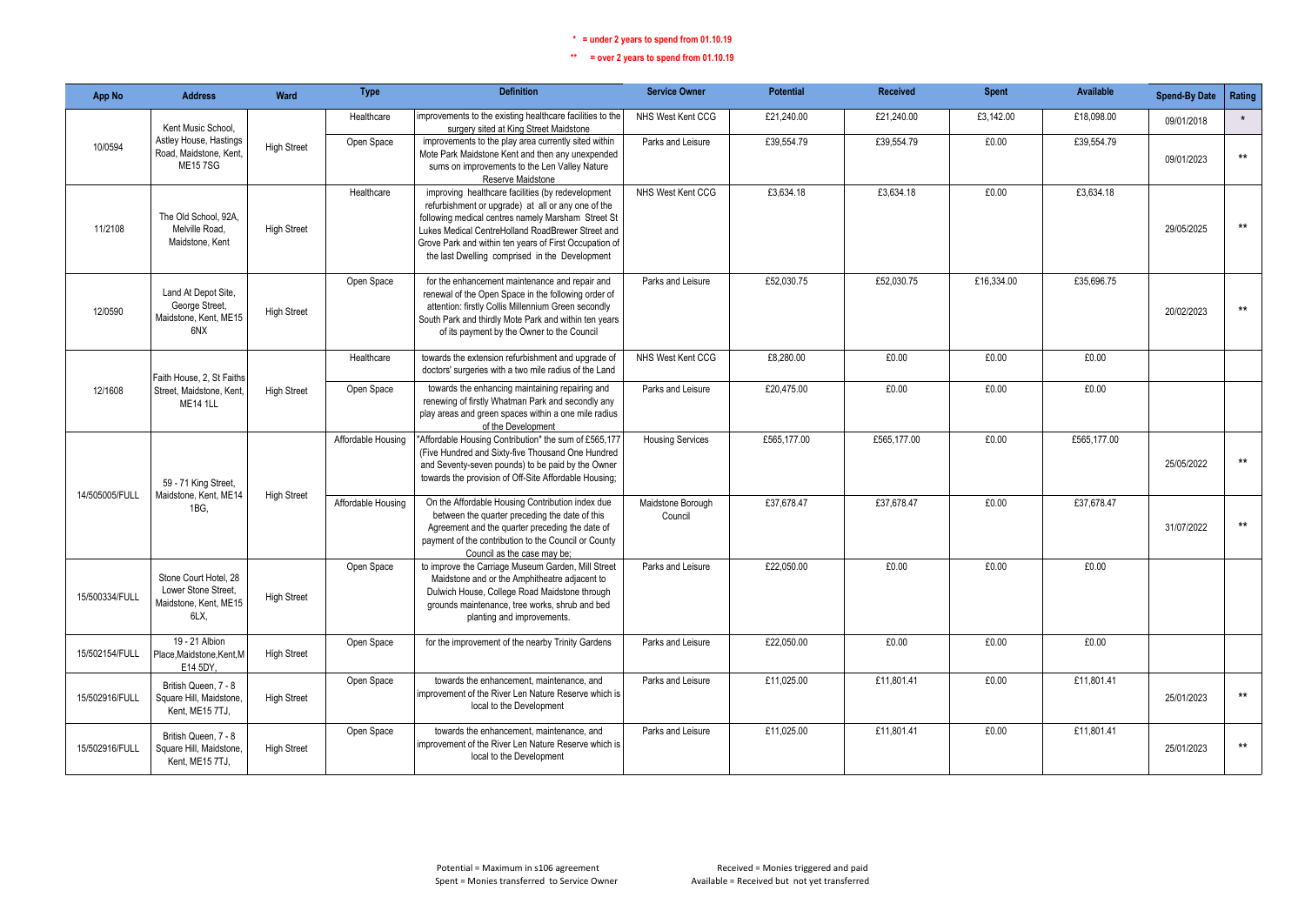\* = under 2 years to spend from 01.10.19

\*\* = over 2 years to spend from 01.10.19

| App No | Address | Ward | Type | Definition | Service Owner | Potential | Received | Spent | Available | Spend-By Date | Rating |
|---|---|---|---|---|---|---|---|---|---|---|---|
| 10/0594 | Kent Music School, Astley House, Hastings Road, Maidstone, Kent, ME15 7SG | High Street | Healthcare | improvements to the existing healthcare facilities to the surgery sited at King Street Maidstone | NHS West Kent CCG | £21,240.00 | £21,240.00 | £3,142.00 | £18,098.00 | 09/01/2018 | * |
| | | | Open Space | improvements to the play area currently sited within Mote Park Maidstone Kent and then any unexpended sums on improvements to the Len Valley Nature Reserve Maidstone | Parks and Leisure | £39,554.79 | £39,554.79 | £0.00 | £39,554.79 | 09/01/2023 | ** |
| 11/2108 | The Old School, 92A, Melville Road, Maidstone, Kent | High Street | Healthcare | improving healthcare facilities (by redevelopment refurbishment or upgrade) at all or any one of the following medical centres namely Marsham Street St Lukes Medical CentreHolland RoadBrewer Street and Grove Park and within ten years of First Occupation of the last Dwelling comprised in the Development | NHS West Kent CCG | £3,634.18 | £3,634.18 | £0.00 | £3,634.18 | 29/05/2025 | ** |
| 12/0590 | Land At Depot Site, George Street, Maidstone, Kent, ME15 6NX | High Street | Open Space | for the enhancement maintenance and repair and renewal of the Open Space in the following order of attention: firstly Collis Millennium Green secondly South Park and thirdly Mote Park and within ten years of its payment by the Owner to the Council | Parks and Leisure | £52,030.75 | £52,030.75 | £16,334.00 | £35,696.75 | 20/02/2023 | ** |
| 12/1608 | Faith House, 2, St Faiths Street, Maidstone, Kent, ME14 1LL | High Street | Healthcare | towards the extension refurbishment and upgrade of doctors' surgeries with a two mile radius of the Land | NHS West Kent CCG | £8,280.00 | £0.00 | £0.00 | £0.00 | | |
| | | | Open Space | towards the enhancing maintaining repairing and renewing of firstly Whatman Park and secondly any play areas and green spaces within a one mile radius of the Development | Parks and Leisure | £20,475.00 | £0.00 | £0.00 | £0.00 | | |
| 14/505005/FULL | 59 - 71 King Street, Maidstone, Kent, ME14 1BG, | High Street | Affordable Housing | "Affordable Housing Contribution" the sum of £565,177 (Five Hundred and Sixty-five Thousand One Hundred and Seventy-seven pounds) to be paid by the Owner towards the provision of Off-Site Affordable Housing; | Housing Services | £565,177.00 | £565,177.00 | £0.00 | £565,177.00 | 25/05/2022 | ** |
| | | | Affordable Housing | On the Affordable Housing Contribution index due between the quarter preceding the date of this Agreement and the quarter preceding the date of payment of the contribution to the Council or County Council as the case may be; | Maidstone Borough Council | £37,678.47 | £37,678.47 | £0.00 | £37,678.47 | 31/07/2022 | ** |
| 15/500334/FULL | Stone Court Hotel, 28 Lower Stone Street, Maidstone, Kent, ME15 6LX, | High Street | Open Space | to improve the Carriage Museum Garden, Mill Street Maidstone and or the Amphitheatre adjacent to Dulwich House, College Road Maidstone through grounds maintenance, tree works, shrub and bed planting and improvements. | Parks and Leisure | £22,050.00 | £0.00 | £0.00 | £0.00 | | |
| 15/502154/FULL | 19 - 21 Albion Place,Maidstone,Kent,ME14 5DY, | High Street | Open Space | for the improvement of the nearby Trinity Gardens | Parks and Leisure | £22,050.00 | £0.00 | £0.00 | £0.00 | | |
| 15/502916/FULL | British Queen, 7 - 8 Square Hill, Maidstone, Kent, ME15 7TJ, | High Street | Open Space | towards the enhancement, maintenance, and improvement of the River Len Nature Reserve which is local to the Development | Parks and Leisure | £11,025.00 | £11,801.41 | £0.00 | £11,801.41 | 25/01/2023 | ** |
| 15/502916/FULL | British Queen, 7 - 8 Square Hill, Maidstone, Kent, ME15 7TJ, | High Street | Open Space | towards the enhancement, maintenance, and improvement of the River Len Nature Reserve which is local to the Development | Parks and Leisure | £11,025.00 | £11,801.41 | £0.00 | £11,801.41 | 25/01/2023 | ** |

Potential = Maximum in s106 agreement
Spent = Monies transferred to Service Owner

Received = Monies triggered and paid
Available = Received but not yet transferred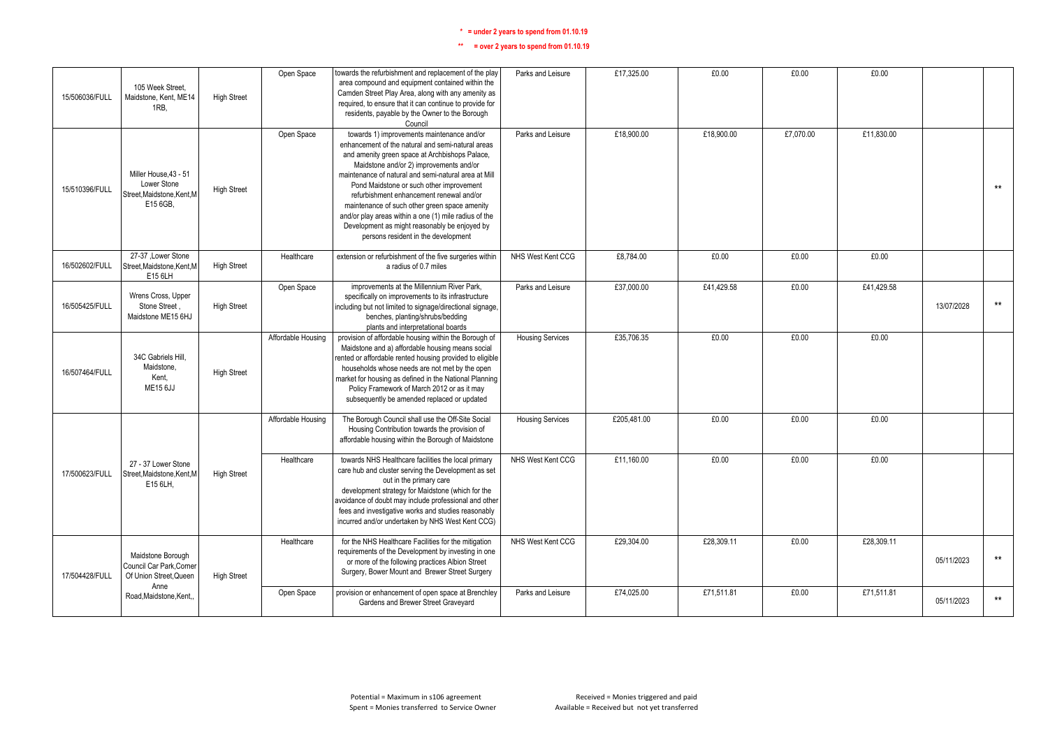**\* = under 2 years to spend from 01.10.19**

**\*\* = over 2 years to spend from 01.10.19**

| | | | | | | | | | | | |
|---|---|---|---|---|---|---|---|---|---|---|---|
| 15/506036/FULL | 105 Week Street, Maidstone, Kent, ME14 1RB, | High Street | Open Space | towards the refurbishment and replacement of the play area compound and equipment contained within the Camden Street Play Area, along with any amenity as required, to ensure that it can continue to provide for residents, payable by the Owner to the Borough Council | Parks and Leisure | £17,325.00 | £0.00 | £0.00 | £0.00 | | |
| 15/510396/FULL | Miller House,43 - 51 Lower Stone Street,Maidstone,Kent,ME15 6GB, | High Street | Open Space | towards 1) improvements maintenance and/or enhancement of the natural and semi-natural areas and amenity green space at Archbishops Palace, Maidstone and/or 2) improvements and/or maintenance of natural and semi-natural area at Mill Pond Maidstone or such other improvement refurbishment enhancement renewal and/or maintenance of such other green space amenity and/or play areas within a one (1) mile radius of the Development as might reasonably be enjoyed by persons resident in the development | Parks and Leisure | £18,900.00 | £18,900.00 | £7,070.00 | £11,830.00 | | ** |
| 16/502602/FULL | 27-37 ,Lower Stone Street,Maidstone,Kent,ME15 6LH | High Street | Healthcare | extension or refurbishment of the five surgeries within a radius of 0.7 miles | NHS West Kent CCG | £8,784.00 | £0.00 | £0.00 | £0.00 | | |
| 16/505425/FULL | Wrens Cross, Upper Stone Street , Maidstone ME15 6HJ | High Street | Open Space | improvements at the Millennium River Park, specifically on improvements to its infrastructure including but not limited to signage/directional signage, benches, planting/shrubs/bedding plants and interpretational boards | Parks and Leisure | £37,000.00 | £41,429.58 | £0.00 | £41,429.58 | 13/07/2028 | ** |
| 16/507464/FULL | 34C Gabriels Hill, Maidstone, Kent, ME15 6JJ | High Street | Affordable Housing | provision of affordable housing within the Borough of Maidstone and a) affordable housing means social rented or affordable rented housing provided to eligible households whose needs are not met by the open market for housing as defined in the National Planning Policy Framework of March 2012 or as it may subsequently be amended replaced or updated | Housing Services | £35,706.35 | £0.00 | £0.00 | £0.00 | | |
| 17/500623/FULL | 27 - 37 Lower Stone Street,Maidstone,Kent,ME15 6LH, | High Street | Affordable Housing | The Borough Council shall use the Off-Site Social Housing Contribution towards the provision of affordable housing within the Borough of Maidstone | Housing Services | £205,481.00 | £0.00 | £0.00 | £0.00 | | |
| | | | Healthcare | towards NHS Healthcare facilities the local primary care hub and cluster serving the Development as set out in the primary care development strategy for Maidstone (which for the avoidance of doubt may include professional and other fees and investigative works and studies reasonably incurred and/or undertaken by NHS West Kent CCG) | NHS West Kent CCG | £11,160.00 | £0.00 | £0.00 | £0.00 | | |
| 17/504428/FULL | Maidstone Borough Council Car Park,Corner Of Union Street,Queen Anne Road,Maidstone,Kent,, | High Street | Healthcare | for the NHS Healthcare Facilities for the mitigation requirements of the Development by investing in one or more of the following practices Albion Street Surgery, Bower Mount and Brewer Street Surgery | NHS West Kent CCG | £29,304.00 | £28,309.11 | £0.00 | £28,309.11 | 05/11/2023 | ** |
| | | | Open Space | provision or enhancement of open space at Brenchley Gardens and Brewer Street Graveyard | Parks and Leisure | £74,025.00 | £71,511.81 | £0.00 | £71,511.81 | 05/11/2023 | ** |

Potential = Maximum in s106 agreement
Spent = Monies transferred to Service Owner

Received = Monies triggered and paid
Available = Received but not yet transferred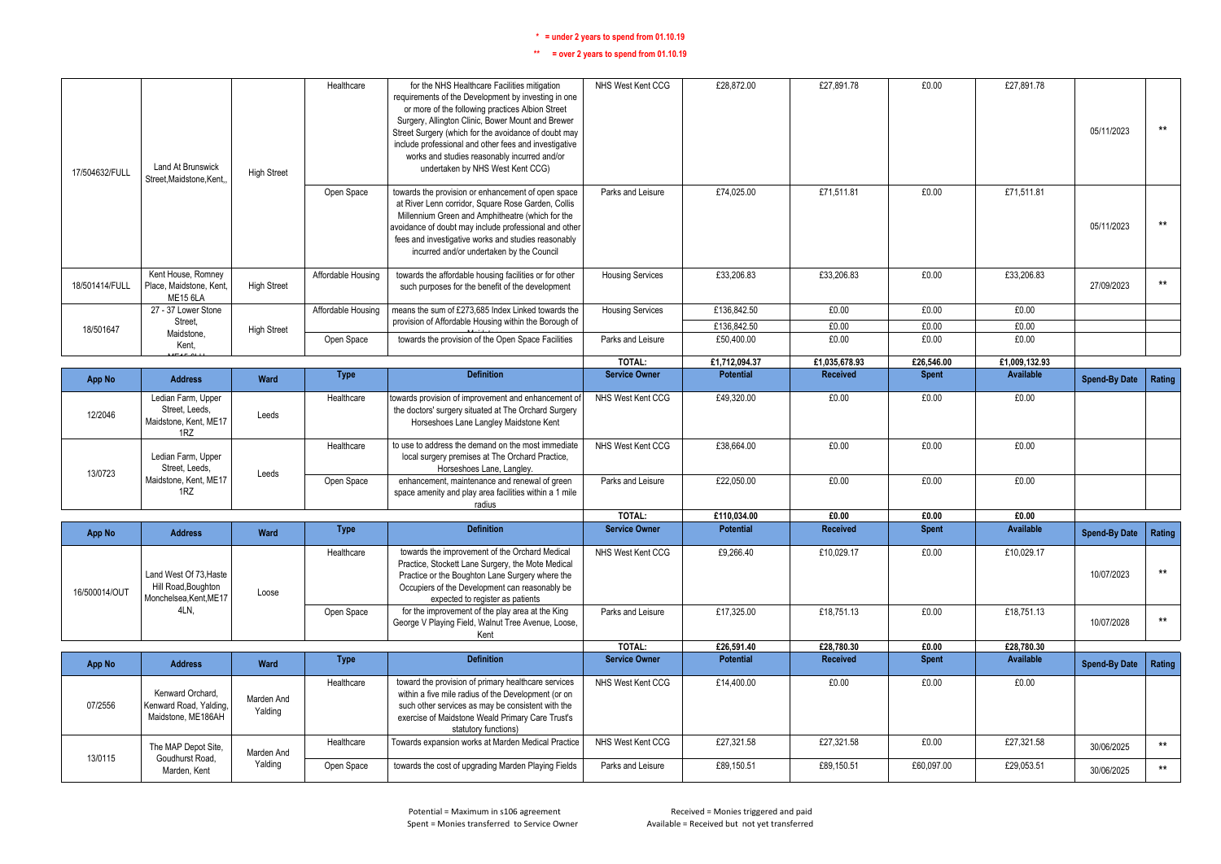\* = under 2 years to spend from 01.10.19

\*\* = over 2 years to spend from 01.10.19

| App No | Address | Ward | Type | Definition | Service Owner | Potential | Received | Spent | Available | Spend-By Date | Rating |
|---|---|---|---|---|---|---|---|---|---|---|---|
| 17/504632/FULL | Land At Brunswick Street,Maidstone,Kent,, | High Street | Healthcare | for the NHS Healthcare Facilities mitigation requirements of the Development by investing in one or more of the following practices Albion Street Surgery, Allington Clinic, Bower Mount and Brewer Street Surgery (which for the avoidance of doubt may include professional and other fees and investigative works and studies reasonably incurred and/or undertaken by NHS West Kent CCG) | NHS West Kent CCG | £28,872.00 | £27,891.78 | £0.00 | £27,891.78 | 05/11/2023 | ** |
| | | | Open Space | towards the provision or enhancement of open space at River Lenn corridor, Square Rose Garden, Collis Millennium Green and Amphitheatre (which for the avoidance of doubt may include professional and other fees and investigative works and studies reasonably incurred and/or undertaken by the Council | Parks and Leisure | £74,025.00 | £71,511.81 | £0.00 | £71,511.81 | 05/11/2023 | ** |
| 18/501414/FULL | Kent House, Romney Place, Maidstone, Kent, ME15 6LA | High Street | Affordable Housing | towards the affordable housing facilities or for other such purposes for the benefit of the development | Housing Services | £33,206.83 | £33,206.83 | £0.00 | £33,206.83 | 27/09/2023 | ** |
| 18/501647 | 27 - 37 Lower Stone Street, Maidstone, Kent, ME15 6LH | High Street | Affordable Housing | means the sum of £273,685 Index Linked towards the provision of Affordable Housing within the Borough of Maidstone | Housing Services | £136,842.50 | £0.00 | £0.00 | £0.00 | | |
| | | | | | | £136,842.50 | £0.00 | £0.00 | £0.00 | | |
| | | | Open Space | towards the provision of the Open Space Facilities | Parks and Leisure | £50,400.00 | £0.00 | £0.00 | £0.00 | | |
| | | | | | TOTAL: | £1,712,094.37 | £1,035,678.93 | £26,546.00 | £1,009,132.93 | | |

| App No | Address | Ward | Type | Definition | Service Owner | Potential | Received | Spent | Available | Spend-By Date | Rating |
|---|---|---|---|---|---|---|---|---|---|---|---|
| 12/2046 | Ledian Farm, Upper Street, Leeds, Maidstone, Kent, ME17 1RZ | Leeds | Healthcare | towards provision of improvement and enhancement of the doctors' surgery situated at The Orchard Surgery Horseshoes Lane Langley Maidstone Kent | NHS West Kent CCG | £49,320.00 | £0.00 | £0.00 | £0.00 | | |
| 13/0723 | Ledian Farm, Upper Street, Leeds, Maidstone, Kent, ME17 1RZ | Leeds | Healthcare | to use to address the demand on the most immediate local surgery premises at The Orchard Practice, Horseshoes Lane, Langley. | NHS West Kent CCG | £38,664.00 | £0.00 | £0.00 | £0.00 | | |
| | | | Open Space | enhancement, maintenance and renewal of green space amenity and play area facilities within a 1 mile radius | Parks and Leisure | £22,050.00 | £0.00 | £0.00 | £0.00 | | |
| | | | | | TOTAL: | £110,034.00 | £0.00 | £0.00 | £0.00 | | |

| App No | Address | Ward | Type | Definition | Service Owner | Potential | Received | Spent | Available | Spend-By Date | Rating |
|---|---|---|---|---|---|---|---|---|---|---|---|
| 16/500014/OUT | Land West Of 73,Haste Hill Road,Boughton Monchelsea,Kent,ME17 4LN, | Loose | Healthcare | towards the improvement of the Orchard Medical Practice, Stockett Lane Surgery, the Mote Medical Practice or the Boughton Lane Surgery where the Occupiers of the Development can reasonably be expected to register as patients | NHS West Kent CCG | £9,266.40 | £10,029.17 | £0.00 | £10,029.17 | 10/07/2023 | ** |
| | | | Open Space | for the improvement of the play area at the King George V Playing Field, Walnut Tree Avenue, Loose, Kent | Parks and Leisure | £17,325.00 | £18,751.13 | £0.00 | £18,751.13 | 10/07/2028 | ** |
| | | | | | TOTAL: | £26,591.40 | £28,780.30 | £0.00 | £28,780.30 | | |

| App No | Address | Ward | Type | Definition | Service Owner | Potential | Received | Spent | Available | Spend-By Date | Rating |
|---|---|---|---|---|---|---|---|---|---|---|---|
| 07/2556 | Kenward Orchard, Kenward Road, Yalding, Maidstone, ME186AH | Marden And Yalding | Healthcare | toward the provision of primary healthcare services within a five mile radius of the Development (or on such other services as may be consistent with the exercise of Maidstone Weald Primary Care Trust's statutory functions) | NHS West Kent CCG | £14,400.00 | £0.00 | £0.00 | £0.00 | | |
| 13/0115 | The MAP Depot Site, Goudhurst Road, Marden, Kent | Marden And Yalding | Healthcare | Towards expansion works at Marden Medical Practice | NHS West Kent CCG | £27,321.58 | £27,321.58 | £0.00 | £27,321.58 | 30/06/2025 | ** |
| | | | Open Space | towards the cost of upgrading Marden Playing Fields | Parks and Leisure | £89,150.51 | £89,150.51 | £60,097.00 | £29,053.51 | 30/06/2025 | ** |

Potential = Maximum in s106 agreement
Spent = Monies transferred to Service Owner

Received = Monies triggered and paid
Available = Received but not yet transferred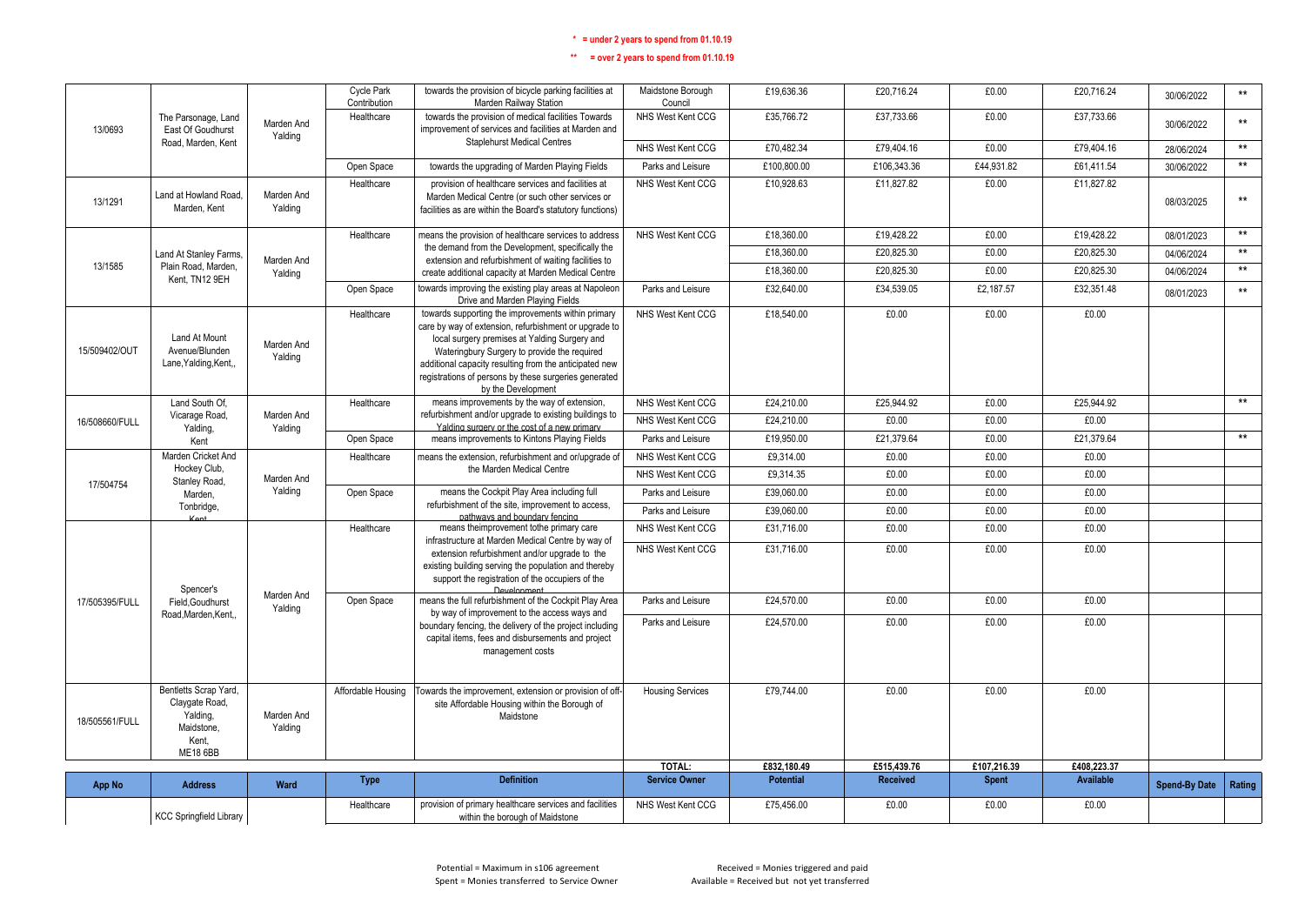\* = under 2 years to spend from 01.10.19

\*\* = over 2 years to spend from 01.10.19

| App No | Address | Ward | Type | Definition | Service Owner | Potential | Received | Spent | Available | Spend-By Date | Rating |
|---|---|---|---|---|---|---|---|---|---|---|---|
| 13/0693 | The Parsonage, Land East Of Goudhurst Road, Marden, Kent | Marden And Yalding | Cycle Park Contribution | towards the provision of bicycle parking facilities at Marden Railway Station | Maidstone Borough Council | £19,636.36 | £20,716.24 | £0.00 | £20,716.24 | 30/06/2022 | ** |
| | | | Healthcare | towards the provision of medical facilities Towards improvement of services and facilities at Marden and Staplehurst Medical Centres | NHS West Kent CCG | £35,766.72 | £37,733.66 | £0.00 | £37,733.66 | 30/06/2022 | ** |
| | | | | | NHS West Kent CCG | £70,482.34 | £79,404.16 | £0.00 | £79,404.16 | 28/06/2024 | ** |
| | | | Open Space | towards the upgrading of Marden Playing Fields | Parks and Leisure | £100,800.00 | £106,343.36 | £44,931.82 | £61,411.54 | 30/06/2022 | ** |
| 13/1291 | Land at Howland Road, Marden, Kent | Marden And Yalding | Healthcare | provision of healthcare services and facilities at Marden Medical Centre (or such other services or facilities as are within the Board's statutory functions) | NHS West Kent CCG | £10,928.63 | £11,827.82 | £0.00 | £11,827.82 | 08/03/2025 | ** |
| 13/1585 | Land At Stanley Farms, Plain Road, Marden, Kent, TN12 9EH | Marden And Yalding | Healthcare | means the provision of healthcare services to address the demand from the Development, specifically the extension and refurbishment of waiting facilities to create additional capacity at Marden Medical Centre | NHS West Kent CCG | £18,360.00 | £19,428.22 | £0.00 | £19,428.22 | 08/01/2023 | ** |
| | | | | | | £18,360.00 | £20,825.30 | £0.00 | £20,825.30 | 04/06/2024 | ** |
| | | | | | | £18,360.00 | £20,825.30 | £0.00 | £20,825.30 | 04/06/2024 | ** |
| | | | Open Space | towards improving the existing play areas at Napoleon Drive and Marden Playing Fields | Parks and Leisure | £32,640.00 | £34,539.05 | £2,187.57 | £32,351.48 | 08/01/2023 | ** |
| 15/509402/OUT | Land At Mount Avenue/Blunden Lane,Yalding,Kent,, | Marden And Yalding | Healthcare | towards supporting the improvements within primary care by way of extension, refurbishment or upgrade to local surgery premises at Yalding Surgery and Wateringbury Surgery to provide the required additional capacity resulting from the anticipated new registrations of persons by these surgeries generated by the Development | NHS West Kent CCG | £18,540.00 | £0.00 | £0.00 | £0.00 | | |
| 16/508660/FULL | Land South Of, Vicarage Road, Yalding, Kent | Marden And Yalding | Healthcare | means improvements by the way of extension, refurbishment and/or upgrade to existing buildings to Yalding surgery or the cost of a new primary | NHS West Kent CCG | £24,210.00 | £25,944.92 | £0.00 | £25,944.92 | | ** |
| | | | | | NHS West Kent CCG | £24,210.00 | £0.00 | £0.00 | £0.00 | | |
| | | | Open Space | means improvements to Kintons Playing Fields | Parks and Leisure | £19,950.00 | £21,379.64 | £0.00 | £21,379.64 | | ** |
| 17/504754 | Marden Cricket And Hockey Club, Stanley Road, Marden, Tonbridge, Kent | Marden And Yalding | Healthcare | means the extension, refurbishment and or/upgrade of the Marden Medical Centre | NHS West Kent CCG | £9,314.00 | £0.00 | £0.00 | £0.00 | | |
| | | | | | NHS West Kent CCG | £9,314.35 | £0.00 | £0.00 | £0.00 | | |
| | | | Open Space | means the Cockpit Play Area including full refurbishment of the site, improvement to access, pathways and boundary fencing | Parks and Leisure | £39,060.00 | £0.00 | £0.00 | £0.00 | | |
| | | | | | Parks and Leisure | £39,060.00 | £0.00 | £0.00 | £0.00 | | |
| 17/505395/FULL | Spencer's Field,Goudhurst Road,Marden,Kent,, | Marden And Yalding | Healthcare | means theimprovement tothe primary care infrastructure at Marden Medical Centre by way of extension refurbishment and/or upgrade to the existing building serving the population and thereby support the registration of the occupiers of the Development | NHS West Kent CCG | £31,716.00 | £0.00 | £0.00 | £0.00 | | |
| | | | | | NHS West Kent CCG | £31,716.00 | £0.00 | £0.00 | £0.00 | | |
| | | | Open Space | means the full refurbishment of the Cockpit Play Area by way of improvement to the access ways and boundary fencing, the delivery of the project including capital items, fees and disbursements and project management costs | Parks and Leisure | £24,570.00 | £0.00 | £0.00 | £0.00 | | |
| | | | | | Parks and Leisure | £24,570.00 | £0.00 | £0.00 | £0.00 | | |
| 18/505561/FULL | Bentletts Scrap Yard, Claygate Road, Yalding, Maidstone, Kent, ME18 6BB | Marden And Yalding | Affordable Housing | Towards the improvement, extension or provision of off-site Affordable Housing within the Borough of Maidstone | Housing Services | £79,744.00 | £0.00 | £0.00 | £0.00 | | |
| | | | | | TOTAL: | £832,180.49 | £515,439.76 | £107,216.39 | £408,223.37 | | |

| App No | Address | Ward | Type | Definition | Service Owner | Potential | Received | Spent | Available | Spend-By Date | Rating |
|---|---|---|---|---|---|---|---|---|---|---|---|
| | KCC Springfield Library | | Healthcare | provision of primary healthcare services and facilities within the borough of Maidstone | NHS West Kent CCG | £75,456.00 | £0.00 | £0.00 | £0.00 | | |

Potential = Maximum in s106 agreement
Spent = Monies transferred to Service Owner
Received = Monies triggered and paid
Available = Received but not yet transferred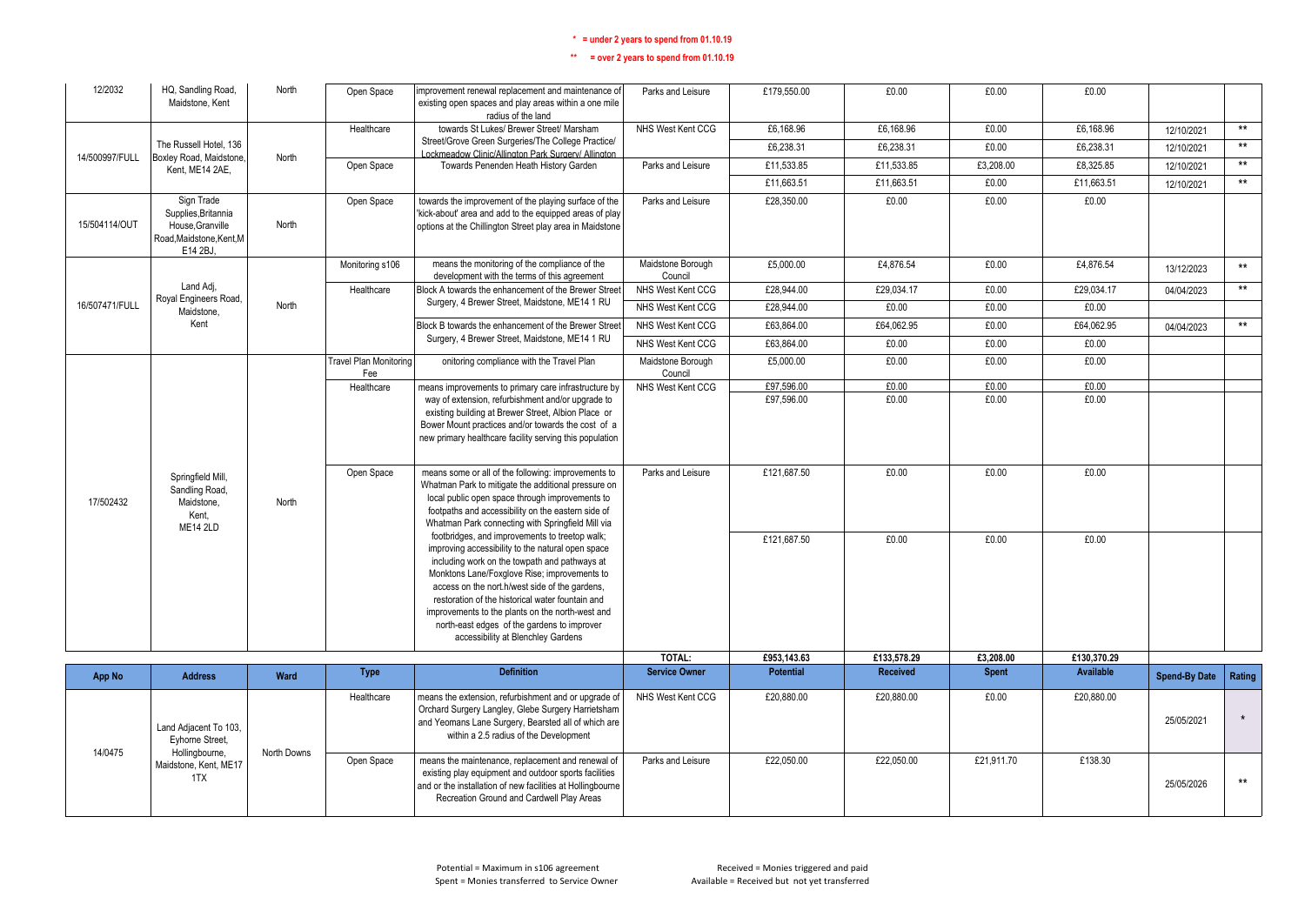\* = under 2 years to spend from 01.10.19

\*\* = over 2 years to spend from 01.10.19

| App No | Address | Ward | Type | Definition | Service Owner | Potential | Received | Spent | Available | Spend-By Date | Rating |
|---|---|---|---|---|---|---|---|---|---|---|---|
| 12/2032 | HQ, Sandling Road, Maidstone, Kent | North | Open Space | improvement renewal replacement and maintenance of existing open spaces and play areas within a one mile radius of the land | Parks and Leisure | £179,550.00 | £0.00 | £0.00 | £0.00 | | |
| 14/500997/FULL | The Russell Hotel, 136 Boxley Road, Maidstone, Kent, ME14 2AE, | North | Healthcare | towards St Lukes/ Brewer Street/ Marsham Street/Grove Green Surgeries/The College Practice/ Lockmeadow Clinic/Allington Park Surgery/ Allington | NHS West Kent CCG | £6,168.96 | £6,168.96 | £0.00 | £6,168.96 | 12/10/2021 | ** |
| | | | | | | £6,238.31 | £6,238.31 | £0.00 | £6,238.31 | 12/10/2021 | ** |
| | | | Open Space | Towards Penenden Heath History Garden | Parks and Leisure | £11,533.85 | £11,533.85 | £3,208.00 | £8,325.85 | 12/10/2021 | ** |
| | | | | | | £11,663.51 | £11,663.51 | £0.00 | £11,663.51 | 12/10/2021 | ** |
| 15/504114/OUT | Sign Trade Supplies,Britannia House,Granville Road,Maidstone,Kent,ME14 2BJ, | North | Open Space | towards the improvement of the playing surface of the 'kick-about' area and add to the equipped areas of play options at the Chillington Street play area in Maidstone | Parks and Leisure | £28,350.00 | £0.00 | £0.00 | £0.00 | | |
| 16/507471/FULL | Land Adj, Royal Engineers Road, Maidstone, Kent | North | Monitoring s106 | means the monitoring of the compliance of the development with the terms of this agreement | Maidstone Borough Council | £5,000.00 | £4,876.54 | £0.00 | £4,876.54 | 13/12/2023 | ** |
| | | | Healthcare | Block A towards the enhancement of the Brewer Street Surgery, 4 Brewer Street, Maidstone, ME14 1 RU | NHS West Kent CCG | £28,944.00 | £29,034.17 | £0.00 | £29,034.17 | 04/04/2023 | ** |
| | | | | | NHS West Kent CCG | £28,944.00 | £0.00 | £0.00 | £0.00 | | |
| | | | | Block B towards the enhancement of the Brewer Street Surgery, 4 Brewer Street, Maidstone, ME14 1 RU | NHS West Kent CCG | £63,864.00 | £64,062.95 | £0.00 | £64,062.95 | 04/04/2023 | ** |
| | | | | | NHS West Kent CCG | £63,864.00 | £0.00 | £0.00 | £0.00 | | |
| 17/502432 | Springfield Mill, Sandling Road, Maidstone, Kent, ME14 2LD | North | Travel Plan Monitoring Fee | onitoring compliance with the Travel Plan | Maidstone Borough Council | £5,000.00 | £0.00 | £0.00 | £0.00 | | |
| | | | Healthcare | means improvements to primary care infrastructure by way of extension, refurbishment and/or upgrade to existing building at Brewer Street, Albion Place or Bower Mount practices and/or towards the cost of a new primary healthcare facility serving this population | NHS West Kent CCG | £97,596.00 | £0.00 | £0.00 | £0.00 | | |
| | | | | | | £97,596.00 | £0.00 | £0.00 | £0.00 | | |
| | | | Open Space | means some or all of the following: improvements to Whatman Park to mitigate the additional pressure on local public open space through improvements to footpaths and accessibility on the eastern side of Whatman Park connecting with Springfield Mill via footbridges, and improvements to treetop walk; improving accessibility to the natural open space including work on the towpath and pathways at Monktons Lane/Foxglove Rise; improvements to access on the nort.h/west side of the gardens, restoration of the historical water fountain and improvements to the plants on the north-west and north-east edges of the gardens to improver accessibility at Blenchley Gardens | Parks and Leisure | £121,687.50 | £0.00 | £0.00 | £0.00 | | |
| | | | | | | £121,687.50 | £0.00 | £0.00 | £0.00 | | |
| | | | | | TOTAL: | £953,143.63 | £133,578.29 | £3,208.00 | £130,370.29 | | |

| App No | Address | Ward | Type | Definition | Service Owner | Potential | Received | Spent | Available | Spend-By Date | Rating |
|---|---|---|---|---|---|---|---|---|---|---|---|
| 14/0475 | Land Adjacent To 103, Eyhorne Street, Hollingbourne, Maidstone, Kent, ME17 1TX | North Downs | Healthcare | means the extension, refurbishment and or upgrade of Orchard Surgery Langley, Glebe Surgery Harrietsham and Yeomans Lane Surgery, Bearsted all of which are within a 2.5 radius of the Development | NHS West Kent CCG | £20,880.00 | £20,880.00 | £0.00 | £20,880.00 | 25/05/2021 | * |
| | | | Open Space | means the maintenance, replacement and renewal of existing play equipment and outdoor sports facilities and or the installation of new facilities at Hollingbourne Recreation Ground and Cardwell Play Areas | Parks and Leisure | £22,050.00 | £22,050.00 | £21,911.70 | £138.30 | 25/05/2026 | ** |

Potential = Maximum in s106 agreement
Spent = Monies transferred to Service Owner

Received = Monies triggered and paid
Available = Received but not yet transferred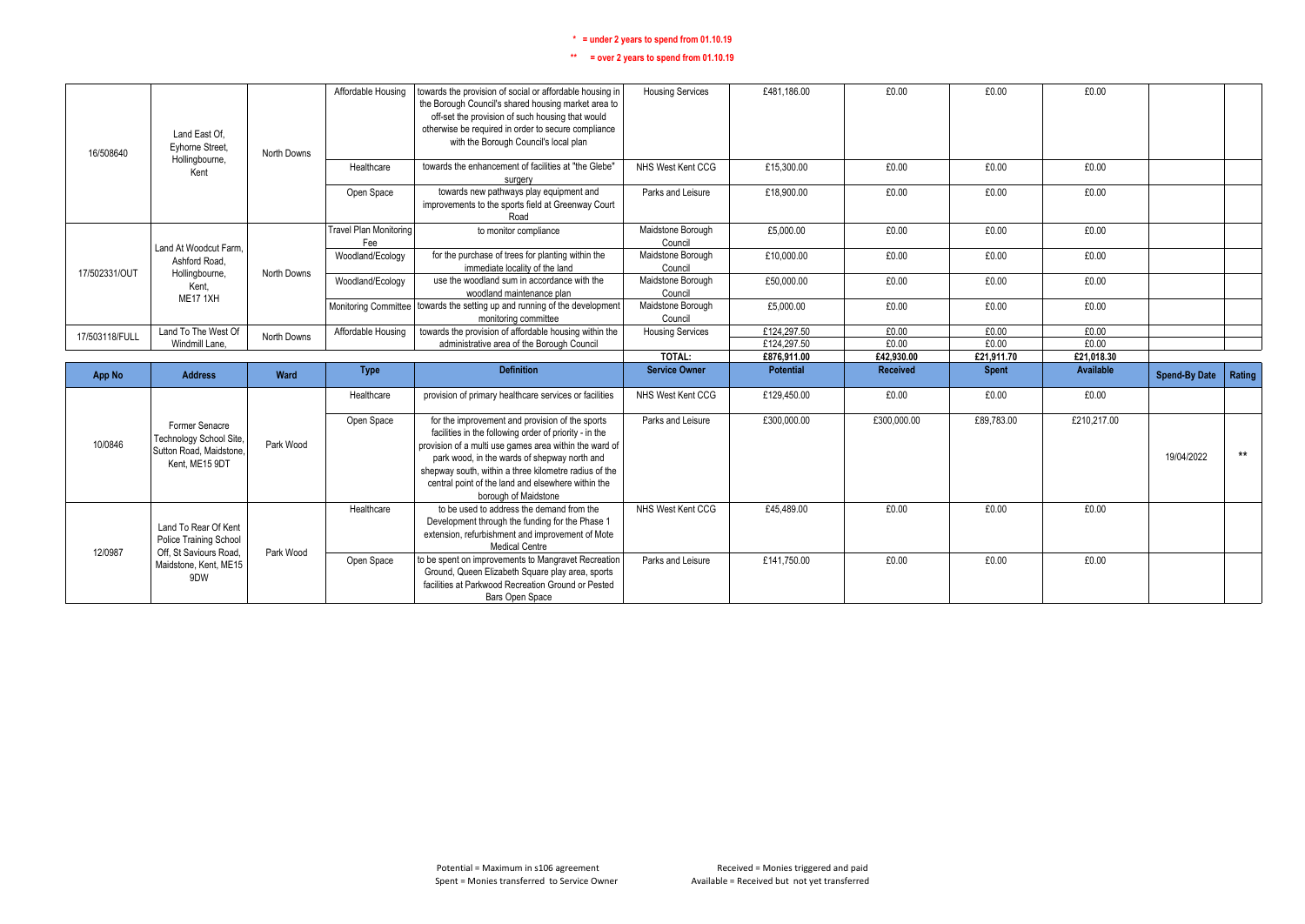\* = under 2 years to spend from 01.10.19

\*\* = over 2 years to spend from 01.10.19

| App No | Address | Ward | Type | Definition | Service Owner | Potential | Received | Spent | Available | Spend-By Date | Rating |
|---|---|---|---|---|---|---|---|---|---|---|---|
| 16/508640 | Land East Of, Eyhorne Street, Hollingbourne, Kent | North Downs | Affordable Housing | towards the provision of social or affordable housing in the Borough Council's shared housing market area to off-set the provision of such housing that would otherwise be required in order to secure compliance with the Borough Council's local plan | Housing Services | £481,186.00 | £0.00 | £0.00 | £0.00 | | |
| | | | Healthcare | towards the enhancement of facilities at "the Glebe" surgery | NHS West Kent CCG | £15,300.00 | £0.00 | £0.00 | £0.00 | | |
| | | | Open Space | towards new pathways play equipment and improvements to the sports field at Greenway Court Road | Parks and Leisure | £18,900.00 | £0.00 | £0.00 | £0.00 | | |
| 17/502331/OUT | Land At Woodcut Farm, Ashford Road, Hollingbourne, Kent, ME17 1XH | North Downs | Travel Plan Monitoring Fee | to monitor compliance | Maidstone Borough Council | £5,000.00 | £0.00 | £0.00 | £0.00 | | |
| | | | Woodland/Ecology | for the purchase of trees for planting within the immediate locality of the land | Maidstone Borough Council | £10,000.00 | £0.00 | £0.00 | £0.00 | | |
| | | | Woodland/Ecology | use the woodland sum in accordance with the woodland maintenance plan | Maidstone Borough Council | £50,000.00 | £0.00 | £0.00 | £0.00 | | |
| | | | Monitoring Committee | towards the setting up and running of the development monitoring committee | Maidstone Borough Council | £5,000.00 | £0.00 | £0.00 | £0.00 | | |
| 17/503118/FULL | Land To The West Of Windmill Lane, | North Downs | Affordable Housing | towards the provision of affordable housing within the administrative area of the Borough Council | Housing Services | £124,297.50 | £0.00 | £0.00 | £0.00 | | |
| | | | | | | £124,297.50 | £0.00 | £0.00 | £0.00 | | |
| | | | | | **TOTAL:** | **£876,911.00** | **£42,930.00** | **£21,911.70** | **£21,018.30** | | |

| App No | Address | Ward | Type | Definition | Service Owner | Potential | Received | Spent | Available | Spend-By Date | Rating |
|---|---|---|---|---|---|---|---|---|---|---|---|
| 10/0846 | Former Senacre Technology School Site, Sutton Road, Maidstone, Kent, ME15 9DT | Park Wood | Healthcare | provision of primary healthcare services or facilities | NHS West Kent CCG | £129,450.00 | £0.00 | £0.00 | £0.00 | | |
| | | | Open Space | for the improvement and provision of the sports facilities in the following order of priority - in the provision of a multi use games area within the ward of park wood, in the wards of shepway north and shepway south, within a three kilometre radius of the central point of the land and elsewhere within the borough of Maidstone | Parks and Leisure | £300,000.00 | £300,000.00 | £89,783.00 | £210,217.00 | 19/04/2022 | ** |
| 12/0987 | Land To Rear Of Kent Police Training School Off, St Saviours Road, Maidstone, Kent, ME15 9DW | Park Wood | Healthcare | to be used to address the demand from the Development through the funding for the Phase 1 extension, refurbishment and improvement of Mote Medical Centre | NHS West Kent CCG | £45,489.00 | £0.00 | £0.00 | £0.00 | | |
| | | | Open Space | to be spent on improvements to Mangravet Recreation Ground, Queen Elizabeth Square play area, sports facilities at Parkwood Recreation Ground or Pested Bars Open Space | Parks and Leisure | £141,750.00 | £0.00 | £0.00 | £0.00 | | |

Potential = Maximum in s106 agreement
Spent = Monies transferred to Service Owner

Received = Monies triggered and paid
Available = Received but not yet transferred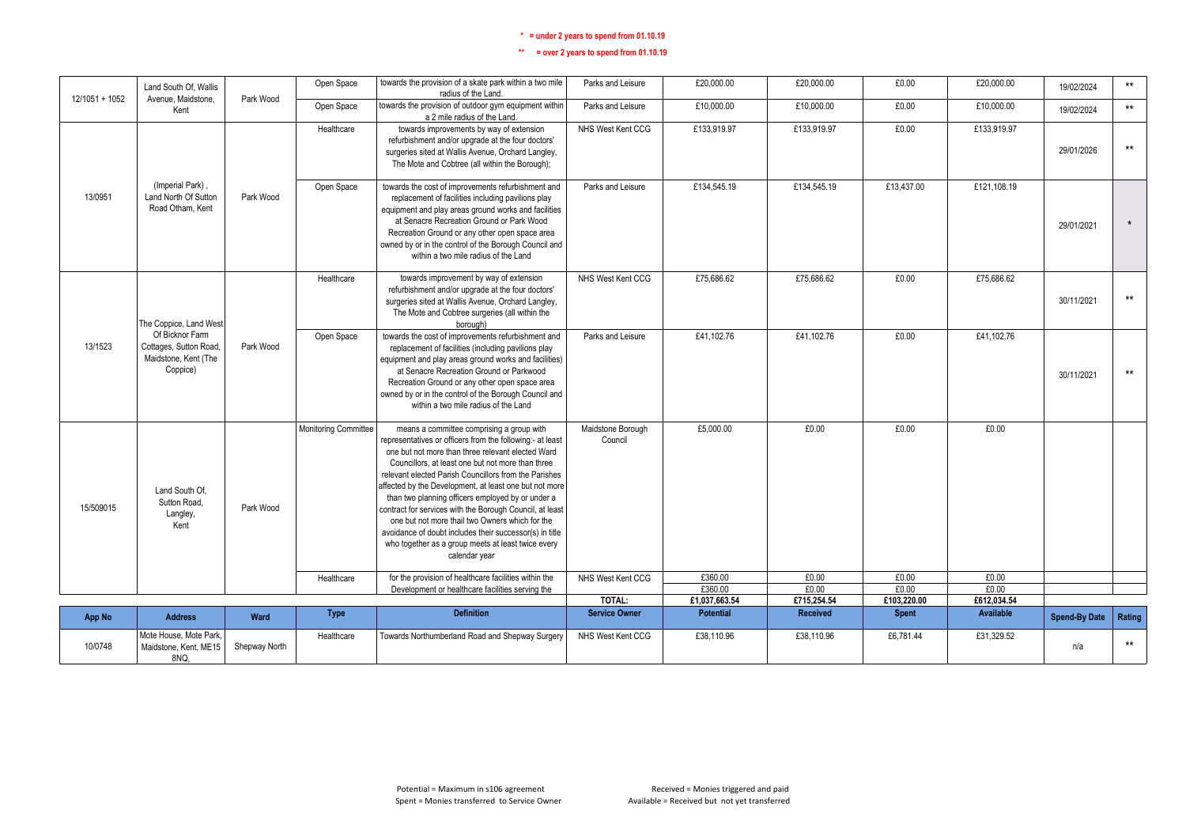\* = under 2 years to spend from 01.10.19

\*\* = over 2 years to spend from 01.10.19

| App No | Address | Ward | Type | Definition | Service Owner | Potential | Received | Spent | Available | Spend-By Date | Rating |
|---|---|---|---|---|---|---|---|---|---|---|---|
| 12/1051 + 1052 | Land South Of, Wallis Avenue, Maidstone, Kent | Park Wood | Open Space | towards the provision of a skate park within a two mile radius of the Land. | Parks and Leisure | £20,000.00 | £20,000.00 | £0.00 | £20,000.00 | 19/02/2024 | ** |
| | | | Open Space | towards the provision of outdoor gym equipment within a 2 mile radius of the Land. | Parks and Leisure | £10,000.00 | £10,000.00 | £0.00 | £10,000.00 | 19/02/2024 | ** |
| 13/0951 | (Imperial Park) , Land North Of Sutton Road Otham, Kent | Park Wood | Healthcare | towards improvements by way of extension refurbishment and/or upgrade at the four doctors' surgeries sited at Wallis Avenue, Orchard Langley, The Mote and Cobtree (all within the Borough); | NHS West Kent CCG | £133,919.97 | £133,919.97 | £0.00 | £133,919.97 | 29/01/2026 | ** |
| | | | Open Space | towards the cost of improvements refurbishment and replacement of facilities including pavilions play equipment and play areas ground works and facilities at Senacre Recreation Ground or Park Wood Recreation Ground or any other open space area owned by or in the control of the Borough Council and within a two mile radius of the Land | Parks and Leisure | £134,545.19 | £134,545.19 | £13,437.00 | £121,108.19 | 29/01/2021 | * |
| 13/1523 | The Coppice, Land West Of Bicknor Farm Cottages, Sutton Road, Maidstone, Kent (The Coppice) | Park Wood | Healthcare | towards improvement by way of extension refurbishment and/or upgrade at the four doctors' surgeries sited at Wallis Avenue, Orchard Langley, The Mote and Cobtree surgeries (all within the borough) | NHS West Kent CCG | £75,686.62 | £75,686.62 | £0.00 | £75,686.62 | 30/11/2021 | ** |
| | | | Open Space | towards the cost of improvements refurbishment and replacement of facilities (including pavilions play equipment and play areas ground works and facilities) at Senacre Recreation Ground or Parkwood Recreation Ground or any other open space area owned by or in the control of the Borough Council and within a two mile radius of the Land | Parks and Leisure | £41,102.76 | £41,102.76 | £0.00 | £41,102.76 | 30/11/2021 | ** |
| 15/509015 | Land South Of, Sutton Road, Langley, Kent | Park Wood | Monitoring Committee | means a committee comprising a group with representatives or officers from the following:- at least one but not more than three relevant elected Ward Councillors, at least one but not more than three relevant elected Parish Councillors from the Parishes affected by the Development, at least one but not more than two planning officers employed by or under a contract for services with the Borough Council, at least one but not more thail two Owners which for the avoidance of doubt includes their successor(s) in title who together as a group meets at least twice every calendar year | Maidstone Borough Council | £5,000.00 | £0.00 | £0.00 | £0.00 | | |
| | | | Healthcare | for the provision of healthcare facilities within the Development or healthcare facilities serving the | NHS West Kent CCG | £360.00 | £0.00 | £0.00 | £0.00 | | |
| | | | | | | £360.00 | £0.00 | £0.00 | £0.00 | | |
| | | | | | TOTAL: | £1,037,663.54 | £715,254.54 | £103,220.00 | £612,034.54 | | |

| App No | Address | Ward | Type | Definition | Service Owner | Potential | Received | Spent | Available | Spend-By Date | Rating |
|---|---|---|---|---|---|---|---|---|---|---|---|
| 10/0748 | Mote House, Mote Park, Maidstone, Kent, ME15 8NQ, | Shepway North | Healthcare | Towards Northumberland Road and Shepway Surgery | NHS West Kent CCG | £38,110.96 | £38,110.96 | £6,781.44 | £31,329.52 | n/a | ** |

Potential = Maximum in s106 agreement
Spent = Monies transferred to Service Owner

Received = Monies triggered and paid
Available = Received but not yet transferred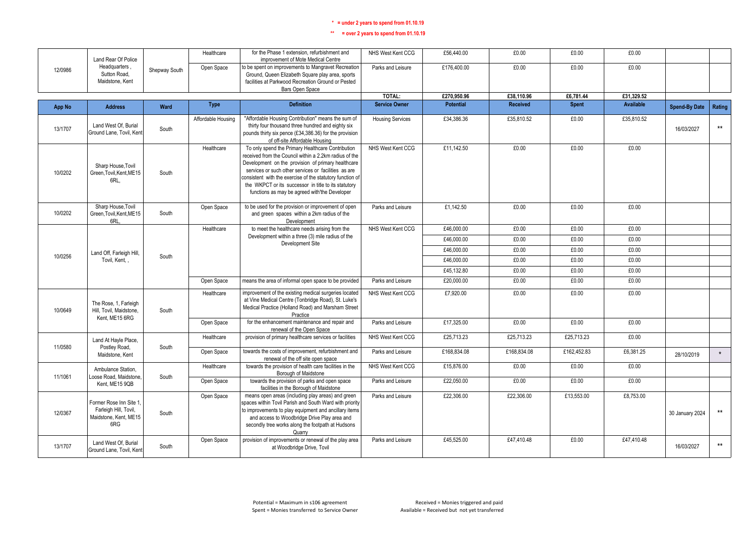**\* = under 2 years to spend from 01.10.19**

**\*\* = over 2 years to spend from 01.10.19**

| App No | Address | Ward | Type | Definition | Service Owner | Potential | Received | Spent | Available | Spend-By Date | Rating |
|---|---|---|---|---|---|---|---|---|---|---|---|
| 12/0986 | Land Rear Of Police Headquarters , Sutton Road, Maidstone, Kent | Shepway South | Healthcare | for the Phase 1 extension, refurbishment and improvement of Mote Medical Centre | NHS West Kent CCG | £56,440.00 | £0.00 | £0.00 | £0.00 | | |
| | | | Open Space | to be spent on improvements to Mangravet Recreation Ground, Queen Elizabeth Square play area, sports facilities at Parkwood Recreation Ground or Pested Bars Open Space | Parks and Leisure | £176,400.00 | £0.00 | £0.00 | £0.00 | | |
| | | | | | **TOTAL:** | **£270,950.96** | **£38,110.96** | **£6,781.44** | **£31,329.52** | | |

| App No | Address | Ward | Type | Definition | Service Owner | Potential | Received | Spent | Available | Spend-By Date | Rating |
|---|---|---|---|---|---|---|---|---|---|---|---|
| 13/1707 | Land West Of, Burial Ground Lane, Tovil, Kent | South | Affordable Housing | "Affordable Housing Contribution" means the sum of thirty four thousand three hundred and eighty six pounds thirty six pence (£34,386.36) for the provision of off-site Affordable Housing | Housing Services | £34,386.36 | £35,810.52 | £0.00 | £35,810.52 | 16/03/2027 | ** |
| 10/0202 | Sharp House,Tovil Green,Tovil,Kent,ME15 6RL, | South | Healthcare | To only spend the Primary Healthcare Contribution received from the Council within a 2.2km radius of the Development on the provision of primary healthcare services or such other services or facilities as are consistent with the exercise of the statutory function of the WKPCT or its successor in title to its statutory functions as may be agreed with'the Developer | NHS West Kent CCG | £11,142.50 | £0.00 | £0.00 | £0.00 | | |
| 10/0202 | Sharp House,Tovil Green,Tovil,Kent,ME15 6RL, | South | Open Space | to be used for the provision or improvement of open and green spaces within a 2km radius of the Development | Parks and Leisure | £1,142.50 | £0.00 | £0.00 | £0.00 | | |
| 10/0256 | Land Off, Farleigh Hill, Tovil, Kent, , | South | Healthcare | to meet the healthcare needs arising from the Development within a three (3) mile radius of the Development Site | NHS West Kent CCG | £46,000.00 | £0.00 | £0.00 | £0.00 | | |
| | | | | | | £46,000.00 | £0.00 | £0.00 | £0.00 | | |
| | | | | | | £46,000.00 | £0.00 | £0.00 | £0.00 | | |
| | | | | | | £46,000.00 | £0.00 | £0.00 | £0.00 | | |
| | | | | | | £45,132.80 | £0.00 | £0.00 | £0.00 | | |
| | | | Open Space | means the area of informal open space to be provided | Parks and Leisure | £20,000.00 | £0.00 | £0.00 | £0.00 | | |
| 10/0649 | The Rose, 1, Farleigh Hill, Tovil, Maidstone, Kent, ME15 6RG | South | Healthcare | improvement of the existing medical surgeries located at Vine Medical Centre (Tonbridge Road), St. Luke's Medical Practice (Holland Road) and Marsham Street Practice | NHS West Kent CCG | £7,920.00 | £0.00 | £0.00 | £0.00 | | |
| | | | Open Space | for the enhancement maintenance and repair and renewal of the Open Space | Parks and Leisure | £17,325.00 | £0.00 | £0.00 | £0.00 | | |
| 11/0580 | Land At Hayle Place, Postley Road, Maidstone, Kent | South | Healthcare | provision of primary healthcare services or facilities | NHS West Kent CCG | £25,713.23 | £25,713.23 | £25,713.23 | £0.00 | | |
| | | | Open Space | towards the costs of improvement, refurbishment and renewal of the off site open space | Parks and Leisure | £168,834.08 | £168,834.08 | £162,452.83 | £6,381.25 | 28/10/2019 | * |
| 11/1061 | Ambulance Station, Loose Road, Maidstone, Kent, ME15 9QB | South | Healthcare | towards the provision of health care facilities in the Borough of Maidstone | NHS West Kent CCG | £15,876.00 | £0.00 | £0.00 | £0.00 | | |
| | | | Open Space | towards the provision of parks and open space facilities in the Borough of Maidstone | Parks and Leisure | £22,050.00 | £0.00 | £0.00 | £0.00 | | |
| 12/0367 | Former Rose Inn Site 1, Farleigh Hill, Tovil, Maidstone, Kent, ME15 6RG | South | Open Space | means open areas (including play areas) and green spaces within Tovil Parish and South Ward with priority to improvements to play equipment and ancillary items and access to Woodbridge Drive Play area and secondly tree works along the footpath at Hudsons Quarry | Parks and Leisure | £22,306.00 | £22,306.00 | £13,553.00 | £8,753.00 | 30 January 2024 | ** |
| 13/1707 | Land West Of, Burial Ground Lane, Tovil, Kent | South | Open Space | provision of improvements or renewal of the play area at Woodbridge Drive, Tovil | Parks and Leisure | £45,525.00 | £47,410.48 | £0.00 | £47,410.48 | 16/03/2027 | ** |

Potential = Maximum in s106 agreement
Spent = Monies transferred to Service Owner

Received = Monies triggered and paid
Available = Received but not yet transferred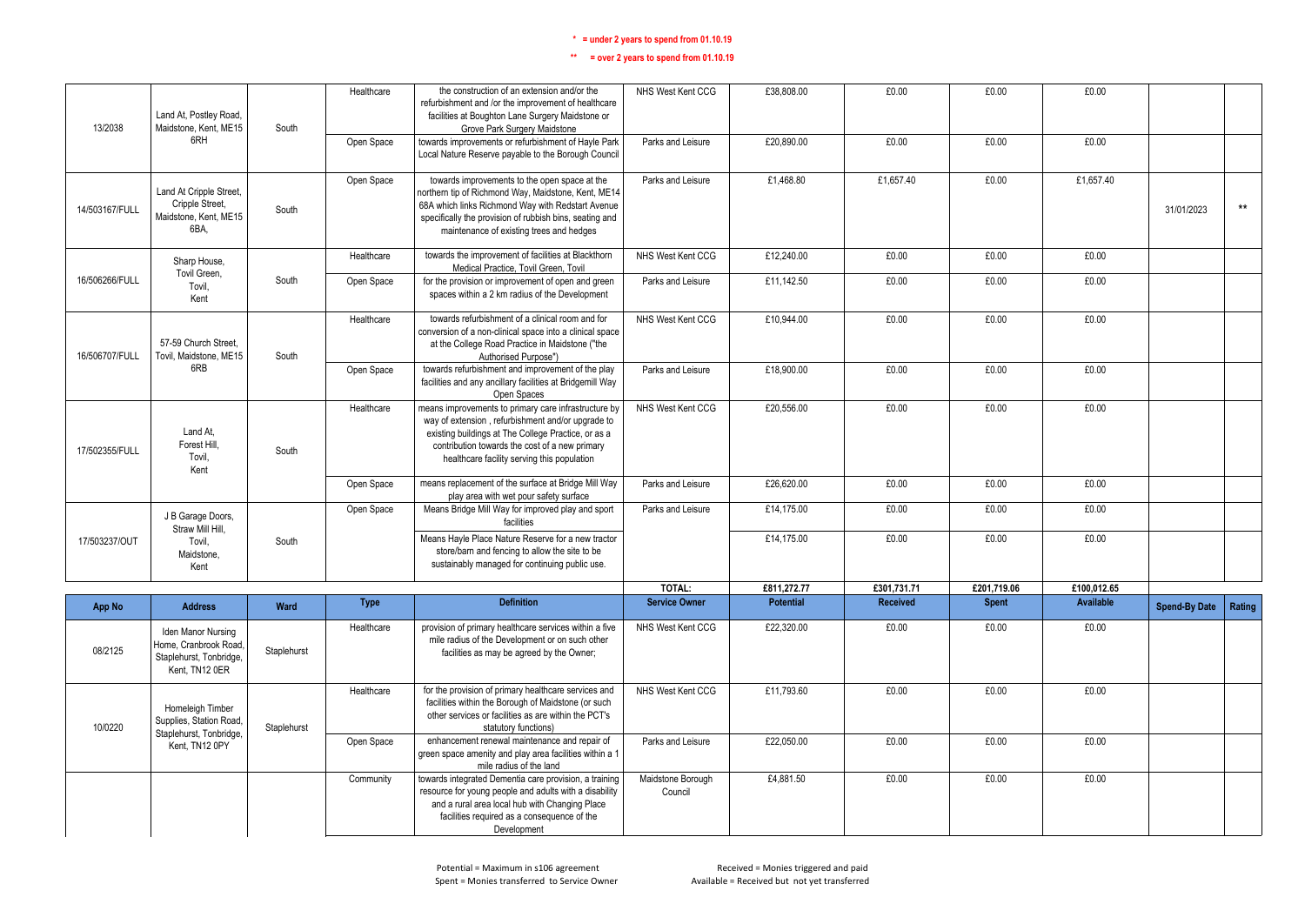**\* = under 2 years to spend from 01.10.19**

**\*\* = over 2 years to spend from 01.10.19**

| App No | Address | Ward | Type | Definition | Service Owner | Potential | Received | Spent | Available | Spend-By Date | Rating |
|---|---|---|---|---|---|---|---|---|---|---|---|
| 13/2038 | Land At, Postley Road, Maidstone, Kent, ME15 6RH | South | Healthcare | the construction of an extension and/or the refurbishment and /or the improvement of healthcare facilities at Boughton Lane Surgery Maidstone or Grove Park Surgery Maidstone | NHS West Kent CCG | £38,808.00 | £0.00 | £0.00 | £0.00 | | |
| | | | Open Space | towards improvements or refurbishment of Hayle Park Local Nature Reserve payable to the Borough Council | Parks and Leisure | £20,890.00 | £0.00 | £0.00 | £0.00 | | |
| 14/503167/FULL | Land At Cripple Street, Cripple Street, Maidstone, Kent, ME15 6BA, | South | Open Space | towards improvements to the open space at the northern tip of Richmond Way, Maidstone, Kent, ME14 68A which links Richmond Way with Redstart Avenue specifically the provision of rubbish bins, seating and maintenance of existing trees and hedges | Parks and Leisure | £1,468.80 | £1,657.40 | £0.00 | £1,657.40 | 31/01/2023 | ** |
| 16/506266/FULL | Sharp House, Tovil Green, Tovil, Kent | South | Healthcare | towards the improvement of facilities at Blackthorn Medical Practice, Tovil Green, Tovil | NHS West Kent CCG | £12,240.00 | £0.00 | £0.00 | £0.00 | | |
| | | | Open Space | for the provision or improvement of open and green spaces within a 2 km radius of the Development | Parks and Leisure | £11,142.50 | £0.00 | £0.00 | £0.00 | | |
| 16/506707/FULL | 57-59 Church Street, Tovil, Maidstone, ME15 6RB | South | Healthcare | towards refurbishment of a clinical room and for conversion of a non-clinical space into a clinical space at the College Road Practice in Maidstone ("the Authorised Purpose") | NHS West Kent CCG | £10,944.00 | £0.00 | £0.00 | £0.00 | | |
| | | | Open Space | towards refurbishment and improvement of the play facilities and any ancillary facilities at Bridgemill Way Open Spaces | Parks and Leisure | £18,900.00 | £0.00 | £0.00 | £0.00 | | |
| 17/502355/FULL | Land At, Forest Hill, Tovil, Kent | South | Healthcare | means improvements to primary care infrastructure by way of extension , refurbishment and/or upgrade to existing buildings at The College Practice, or as a contribution towards the cost of a new primary healthcare facility serving this population | NHS West Kent CCG | £20,556.00 | £0.00 | £0.00 | £0.00 | | |
| | | | Open Space | means replacement of the surface at Bridge Mill Way play area with wet pour safety surface | Parks and Leisure | £26,620.00 | £0.00 | £0.00 | £0.00 | | |
| 17/503237/OUT | J B Garage Doors, Straw Mill Hill, Tovil, Maidstone, Kent | South | Open Space | Means Bridge Mill Way for improved play and sport facilities | Parks and Leisure | £14,175.00 | £0.00 | £0.00 | £0.00 | | |
| | | | | Means Hayle Place Nature Reserve for a new tractor store/barn and fencing to allow the site to be sustainably managed for continuing public use. | | £14,175.00 | £0.00 | £0.00 | £0.00 | | |
| | | | | | **TOTAL:** | **£811,272.77** | **£301,731.71** | **£201,719.06** | **£100,012.65** | | |

| App No | Address | Ward | Type | Definition | Service Owner | Potential | Received | Spent | Available | Spend-By Date | Rating |
|---|---|---|---|---|---|---|---|---|---|---|---|
| 08/2125 | Iden Manor Nursing Home, Cranbrook Road, Staplehurst, Tonbridge, Kent, TN12 0ER | Staplehurst | Healthcare | provision of primary healthcare services within a five mile radius of the Development or on such other facilities as may be agreed by the Owner; | NHS West Kent CCG | £22,320.00 | £0.00 | £0.00 | £0.00 | | |
| 10/0220 | Homeleigh Timber Supplies, Station Road, Staplehurst, Tonbridge, Kent, TN12 0PY | Staplehurst | Healthcare | for the provision of primary healthcare services and facilities within the Borough of Maidstone (or such other services or facilities as are within the PCT's statutory functions) | NHS West Kent CCG | £11,793.60 | £0.00 | £0.00 | £0.00 | | |
| | | | Open Space | enhancement renewal maintenance and repair of green space amenity and play area facilities within a 1 mile radius of the land | Parks and Leisure | £22,050.00 | £0.00 | £0.00 | £0.00 | | |
| | | | Community | towards integrated Dementia care provision, a training resource for young people and adults with a disability and a rural area local hub with Changing Place facilities required as a consequence of the Development | Maidstone Borough Council | £4,881.50 | £0.00 | £0.00 | £0.00 | | |

Potential = Maximum in s106 agreement
Spent = Monies transferred to Service Owner
Received = Monies triggered and paid
Available = Received but not yet transferred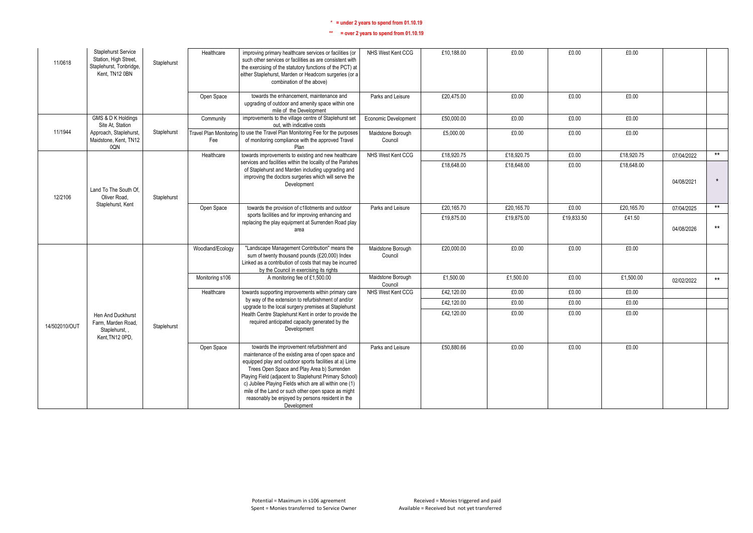\* = under 2 years to spend from 01.10.19

\*\* = over 2 years to spend from 01.10.19

| | | | | | | | | | | | |
|---|---|---|---|---|---|---|---|---|---|---|---|
| 11/0618 | Staplehurst Service Station, High Street, Staplehurst, Tonbridge, Kent, TN12 0BN | Staplehurst | Healthcare | improving primary healthcare services or facilities (or such other services or facilities as are consistent with the exercising of the statutory functions of the PCT) at either Staplehurst, Marden or Headcorn surgeries (or a combination of the above) | NHS West Kent CCG | £10,188.00 | £0.00 | £0.00 | £0.00 | | |
| | | | Open Space | towards the enhancement, maintenance and upgrading of outdoor and amenity space within one mile of the Development | Parks and Leisure | £20,475.00 | £0.00 | £0.00 | £0.00 | | |
| 11/1944 | GMS & D K Holdings Site At, Station Approach, Staplehurst, Maidstone, Kent, TN12 0QN | Staplehurst | Community | improvements to the village centre of Staplehurst set out, with indicative costs | Economic Development | £50,000.00 | £0.00 | £0.00 | £0.00 | | |
| | | | Travel Plan Monitoring Fee | to use the Travel Plan Monitoring Fee for the purposes of monitoring compliance with the approved Travel Plan | Maidstone Borough Council | £5,000.00 | £0.00 | £0.00 | £0.00 | | |
| 12/2106 | Land To The South Of, Oliver Road, Staplehurst, Kent | Staplehurst | Healthcare | towards improvements to existing and new healthcare services and facilities within the locality of the Parishes of Staplehurst and Marden including upgrading and improving the doctors surgeries which will serve the Development | NHS West Kent CCG | £18,920.75 | £18,920.75 | £0.00 | £18,920.75 | 07/04/2022 | ** |
| | | | | | | £18,648.00 | £18,648.00 | £0.00 | £18,648.00 | 04/08/2021 | * |
| | | | Open Space | towards the provision of c1llotments and outdoor sports facilities and for improving enhancing and replacing the play equipment at Surrenden Road play area | Parks and Leisure | £20,165.70 | £20,165.70 | £0.00 | £20,165.70 | 07/04/2025 | ** |
| | | | | | | £19,875.00 | £19,875.00 | £19,833.50 | £41.50 | 04/08/2026 | ** |
| 14/502010/OUT | Hen And Duckhurst Farm, Marden Road, Staplehurst, , Kent,TN12 0PD, | Staplehurst | Woodland/Ecology | "Landscape Management Contribution" means the sum of twenty thousand pounds (£20,000) Index Linked as a contribution of costs that may be incurred by the Council in exercising its rights | Maidstone Borough Council | £20,000.00 | £0.00 | £0.00 | £0.00 | | |
| | | | Monitoring s106 | A monitoring fee of £1,500.00 | Maidstone Borough Council | £1,500.00 | £1,500.00 | £0.00 | £1,500.00 | 02/02/2022 | ** |
| | | | Healthcare | towards supporting improvements within primary care by way of the extension to refurbishment of and/or upgrade to the local surgery premises at Staplehurst Health Centre Staplehurst Kent in order to provide the required anticipated capacity generated by the Development | NHS West Kent CCG | £42,120.00 | £0.00 | £0.00 | £0.00 | | |
| | | | | | | £42,120.00 | £0.00 | £0.00 | £0.00 | | |
| | | | | | | £42,120.00 | £0.00 | £0.00 | £0.00 | | |
| | | | Open Space | towards the improvement refurbishment and maintenance of the existing area of open space and equipped play and outdoor sports facilities at a) Lime Trees Open Space and Play Area b) Surrenden Playing Field (adjacent to Staplehurst Primary School) c) Jubilee Playing Fields which are all within one (1) mile of the Land or such other open space as might reasonably be enjoyed by persons resident in the Development | Parks and Leisure | £50,880.66 | £0.00 | £0.00 | £0.00 | | |

Potential = Maximum in s106 agreement
Spent = Monies transferred to Service Owner

Received = Monies triggered and paid
Available = Received but not yet transferred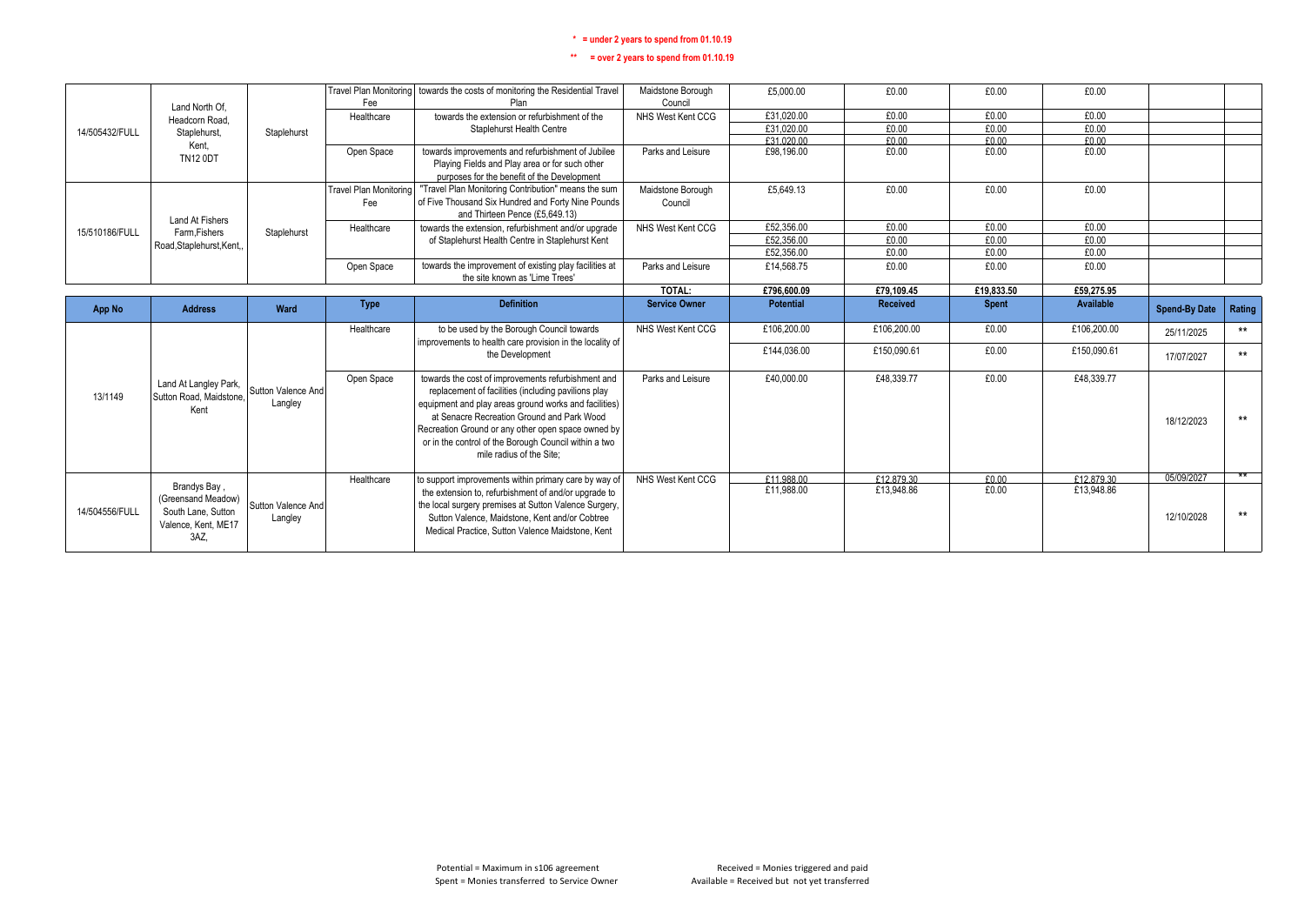**\* = under 2 years to spend from 01.10.19**

**\*\* = over 2 years to spend from 01.10.19**

| | | | | | | | | | | | |
|---|---|---|---|---|---|---|---|---|---|---|---|
| 14/505432/FULL | Land North Of, Headcorn Road, Staplehurst, Kent, TN12 0DT | Staplehurst | Travel Plan Monitoring Fee | towards the costs of monitoring the Residential Travel Plan | Maidstone Borough Council | £5,000.00 | £0.00 | £0.00 | £0.00 | | |
| | | | Healthcare | towards the extension or refurbishment of the Staplehurst Health Centre | NHS West Kent CCG | £31,020.00 | £0.00 | £0.00 | £0.00 | | |
| | | | | | | £31,020.00 | £0.00 | £0.00 | £0.00 | | |
| | | | | | | £31,020.00 | £0.00 | £0.00 | £0.00 | | |
| | | | Open Space | towards improvements and refurbishment of Jubilee Playing Fields and Play area or for such other purposes for the benefit of the Development | Parks and Leisure | £98,196.00 | £0.00 | £0.00 | £0.00 | | |
| 15/510186/FULL | Land At Fishers Farm,Fishers Road,Staplehurst,Kent,, | Staplehurst | Travel Plan Monitoring Fee | "Travel Plan Monitoring Contribution" means the sum of Five Thousand Six Hundred and Forty Nine Pounds and Thirteen Pence (£5,649.13) | Maidstone Borough Council | £5,649.13 | £0.00 | £0.00 | £0.00 | | |
| | | | Healthcare | towards the extension, refurbishment and/or upgrade of Staplehurst Health Centre in Staplehurst Kent | NHS West Kent CCG | £52,356.00 | £0.00 | £0.00 | £0.00 | | |
| | | | | | | £52,356.00 | £0.00 | £0.00 | £0.00 | | |
| | | | | | | £52,356.00 | £0.00 | £0.00 | £0.00 | | |
| | | | Open Space | towards the improvement of existing play facilities at the site known as 'Lime Trees' | Parks and Leisure | £14,568.75 | £0.00 | £0.00 | £0.00 | | |
| | | | | | **TOTAL:** | **£796,600.09** | **£79,109.45** | **£19,833.50** | **£59,275.95** | | |

| App No | Address | Ward | Type | Definition | Service Owner | Potential | Received | Spent | Available | Spend-By Date | Rating |
|---|---|---|---|---|---|---|---|---|---|---|---|
| 13/1149 | Land At Langley Park, Sutton Road, Maidstone, Kent | Sutton Valence And Langley | Healthcare | to be used by the Borough Council towards improvements to health care provision in the locality of the Development | NHS West Kent CCG | £106,200.00 | £106,200.00 | £0.00 | £106,200.00 | 25/11/2025 | ** |
| | | | | | | £144,036.00 | £150,090.61 | £0.00 | £150,090.61 | 17/07/2027 | ** |
| | | | Open Space | towards the cost of improvements refurbishment and replacement of facilities (including pavilions play equipment and play areas ground works and facilities) at Senacre Recreation Ground and Park Wood Recreation Ground or any other open space owned by or in the control of the Borough Council within a two mile radius of the Site; | Parks and Leisure | £40,000.00 | £48,339.77 | £0.00 | £48,339.77 | 18/12/2023 | ** |
| 14/504556/FULL | Brandys Bay , (Greensand Meadow) South Lane, Sutton Valence, Kent, ME17 3AZ, | Sutton Valence And Langley | Healthcare | to support improvements within primary care by way of the extension to, refurbishment of and/or upgrade to the local surgery premises at Sutton Valence Surgery, Sutton Valence, Maidstone, Kent and/or Cobtree Medical Practice, Sutton Valence Maidstone, Kent | NHS West Kent CCG | £11,988.00 | £12,879.30 | £0.00 | £12,879.30 | 05/09/2027 | ** |
| | | | | | | £11,988.00 | £13,948.86 | £0.00 | £13,948.86 | 12/10/2028 | ** |

Potential = Maximum in s106 agreement
Spent = Monies transferred to Service Owner

Received = Monies triggered and paid
Available = Received but not yet transferred